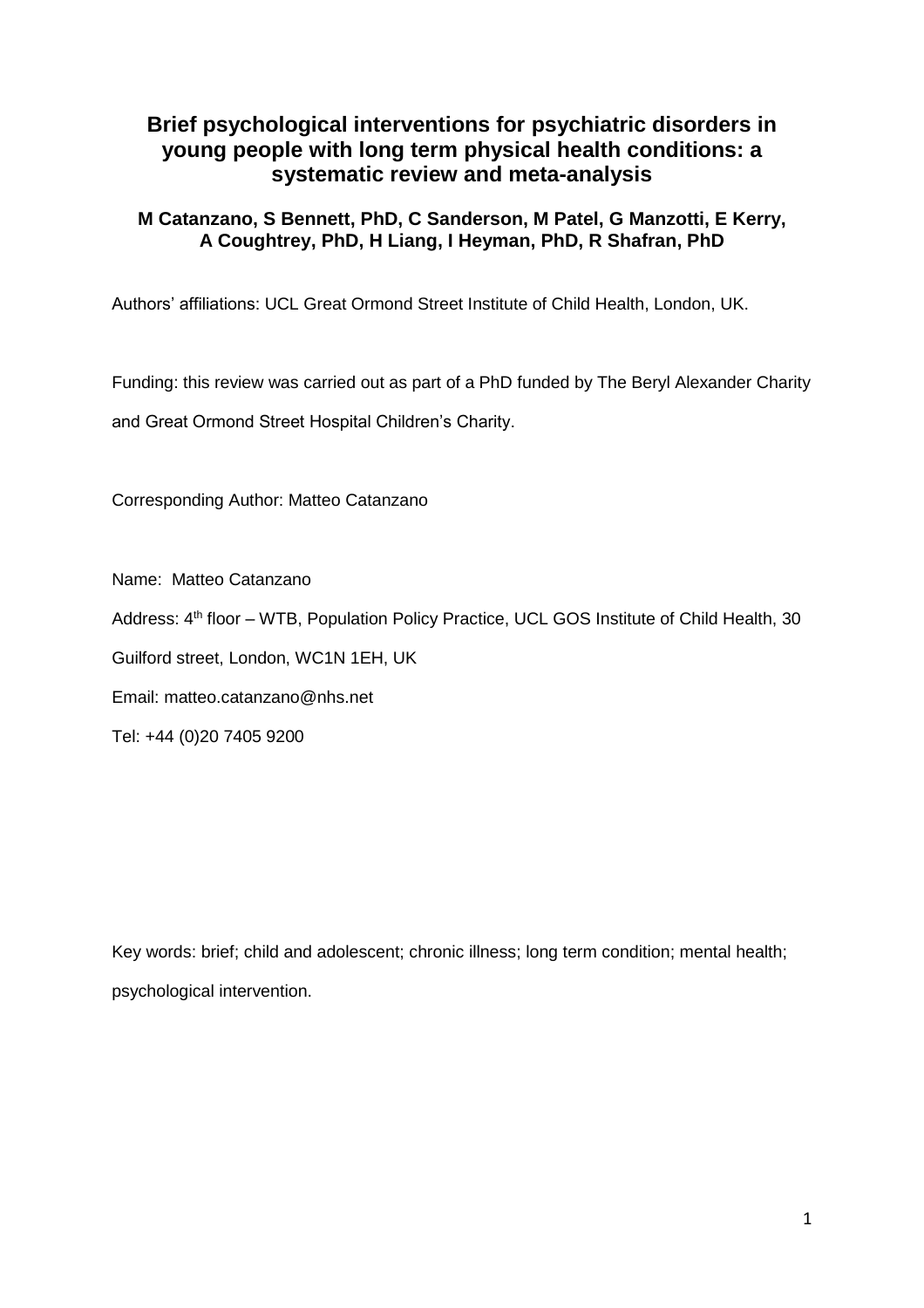# Brief psychological interventions for psychiatric disorders in young people with long term physical health conditions: a systematic review and meta-analysis

**M Catanzano, S Bennett, PhD, C Sanderson, M Patel, G Manzotti, E Kerry, A Coughtrey, PhD, H Liang, I Heyman, PhD, R Shafran, PhD**

Authors' affiliations: UCL Great Ormond Street Institute of Child Health, London, UK.

Funding: this review was carried out as part of a PhD funded by The Beryl Alexander Charity and Great Ormond Street Hospital Children's Charity.

Corresponding Author: Matteo Catanzano

Name: Matteo Catanzano

Address: 4th floor – WTB, Population Policy Practice, UCL GOS Institute of Child Health, 30 Guilford street, London, WC1N 1EH, UK

Email: matteo.catanzano@nhs.net

Tel: +44 (0)20 7405 9200

Key words: brief; child and adolescent; chronic illness; long term condition; mental health; psychological intervention.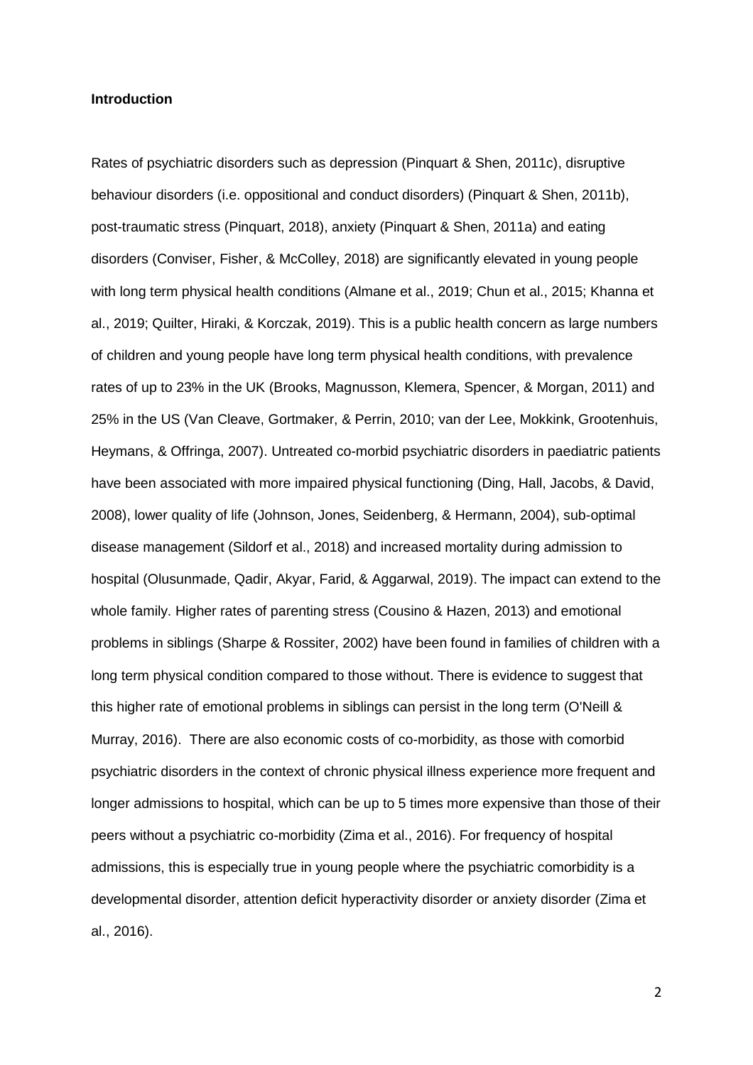**Introduction**

Rates of psychiatric disorders such as depression (Pinquart & Shen, 2011c), disruptive behaviour disorders (i.e. oppositional and conduct disorders) (Pinquart & Shen, 2011b), post-traumatic stress (Pinquart, 2018), anxiety (Pinquart & Shen, 2011a) and eating disorders (Conviser, Fisher, & McColley, 2018) are significantly elevated in young people with long term physical health conditions (Almane et al., 2019; Chun et al., 2015; Khanna et al., 2019; Quilter, Hiraki, & Korczak, 2019). This is a public health concern as large numbers of children and young people have long term physical health conditions, with prevalence rates of up to 23% in the UK (Brooks, Magnusson, Klemera, Spencer, & Morgan, 2011) and 25% in the US (Van Cleave, Gortmaker, & Perrin, 2010; van der Lee, Mokkink, Grootenhuis, Heymans, & Offringa, 2007). Untreated co-morbid psychiatric disorders in paediatric patients have been associated with more impaired physical functioning (Ding, Hall, Jacobs, & David, 2008), lower quality of life (Johnson, Jones, Seidenberg, & Hermann, 2004), sub-optimal disease management (Sildorf et al., 2018) and increased mortality during admission to hospital (Olusunmade, Qadir, Akyar, Farid, & Aggarwal, 2019). The impact can extend to the whole family. Higher rates of parenting stress (Cousino & Hazen, 2013) and emotional problems in siblings (Sharpe & Rossiter, 2002) have been found in families of children with a long term physical condition compared to those without. There is evidence to suggest that this higher rate of emotional problems in siblings can persist in the long term (O'Neill & Murray, 2016). There are also economic costs of co-morbidity, as those with comorbid psychiatric disorders in the context of chronic physical illness experience more frequent and longer admissions to hospital, which can be up to 5 times more expensive than those of their peers without a psychiatric co-morbidity (Zima et al., 2016). For frequency of hospital admissions, this is especially true in young people where the psychiatric comorbidity is a developmental disorder, attention deficit hyperactivity disorder or anxiety disorder (Zima et al., 2016).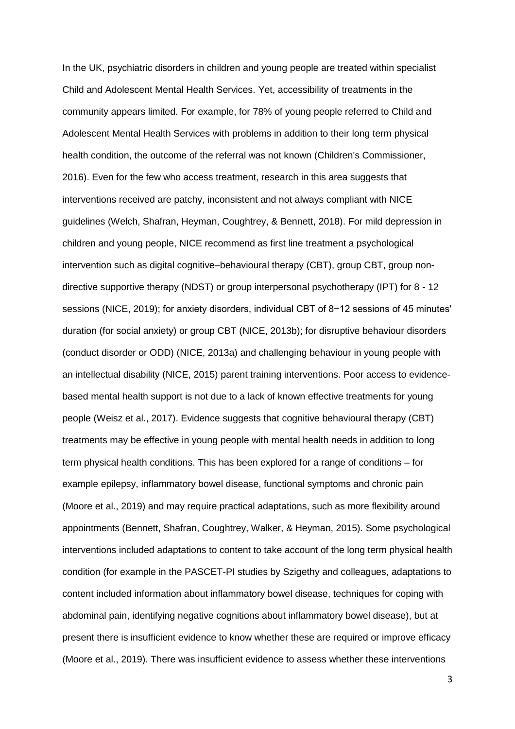In the UK, psychiatric disorders in children and young people are treated within specialist Child and Adolescent Mental Health Services. Yet, accessibility of treatments in the community appears limited. For example, for 78% of young people referred to Child and Adolescent Mental Health Services with problems in addition to their long term physical health condition, the outcome of the referral was not known (Children's Commissioner, 2016). Even for the few who access treatment, research in this area suggests that interventions received are patchy, inconsistent and not always compliant with NICE guidelines (Welch, Shafran, Heyman, Coughtrey, & Bennett, 2018). For mild depression in children and young people, NICE recommend as first line treatment a psychological intervention such as digital cognitive–behavioural therapy (CBT), group CBT, group non-directive supportive therapy (NDST) or group interpersonal psychotherapy (IPT) for 8 - 12 sessions (NICE, 2019); for anxiety disorders, individual CBT of 8−12 sessions of 45 minutes' duration (for social anxiety) or group CBT (NICE, 2013b); for disruptive behaviour disorders (conduct disorder or ODD) (NICE, 2013a) and challenging behaviour in young people with an intellectual disability (NICE, 2015) parent training interventions. Poor access to evidence-based mental health support is not due to a lack of known effective treatments for young people (Weisz et al., 2017). Evidence suggests that cognitive behavioural therapy (CBT) treatments may be effective in young people with mental health needs in addition to long term physical health conditions. This has been explored for a range of conditions – for example epilepsy, inflammatory bowel disease, functional symptoms and chronic pain (Moore et al., 2019) and may require practical adaptations, such as more flexibility around appointments (Bennett, Shafran, Coughtrey, Walker, & Heyman, 2015). Some psychological interventions included adaptations to content to take account of the long term physical health condition (for example in the PASCET-PI studies by Szigethy and colleagues, adaptations to content included information about inflammatory bowel disease, techniques for coping with abdominal pain, identifying negative cognitions about inflammatory bowel disease), but at present there is insufficient evidence to know whether these are required or improve efficacy (Moore et al., 2019). There was insufficient evidence to assess whether these interventions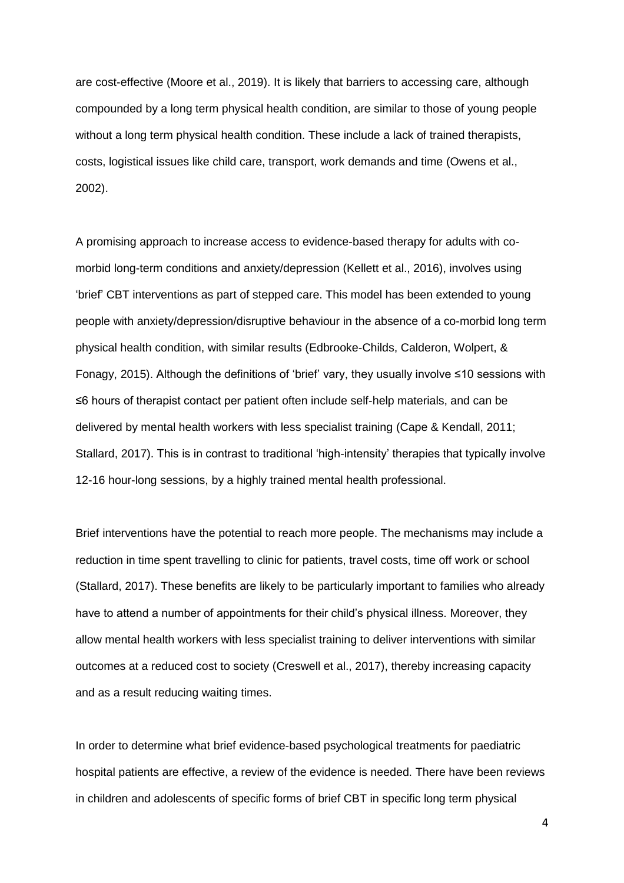are cost-effective (Moore et al., 2019). It is likely that barriers to accessing care, although compounded by a long term physical health condition, are similar to those of young people without a long term physical health condition. These include a lack of trained therapists, costs, logistical issues like child care, transport, work demands and time (Owens et al., 2002).

A promising approach to increase access to evidence-based therapy for adults with co-morbid long-term conditions and anxiety/depression (Kellett et al., 2016), involves using 'brief' CBT interventions as part of stepped care. This model has been extended to young people with anxiety/depression/disruptive behaviour in the absence of a co-morbid long term physical health condition, with similar results (Edbrooke-Childs, Calderon, Wolpert, & Fonagy, 2015). Although the definitions of 'brief' vary, they usually involve ≤10 sessions with ≤6 hours of therapist contact per patient often include self-help materials, and can be delivered by mental health workers with less specialist training (Cape & Kendall, 2011; Stallard, 2017). This is in contrast to traditional 'high-intensity' therapies that typically involve 12-16 hour-long sessions, by a highly trained mental health professional.

Brief interventions have the potential to reach more people. The mechanisms may include a reduction in time spent travelling to clinic for patients, travel costs, time off work or school (Stallard, 2017). These benefits are likely to be particularly important to families who already have to attend a number of appointments for their child's physical illness. Moreover, they allow mental health workers with less specialist training to deliver interventions with similar outcomes at a reduced cost to society (Creswell et al., 2017), thereby increasing capacity and as a result reducing waiting times.

In order to determine what brief evidence-based psychological treatments for paediatric hospital patients are effective, a review of the evidence is needed. There have been reviews in children and adolescents of specific forms of brief CBT in specific long term physical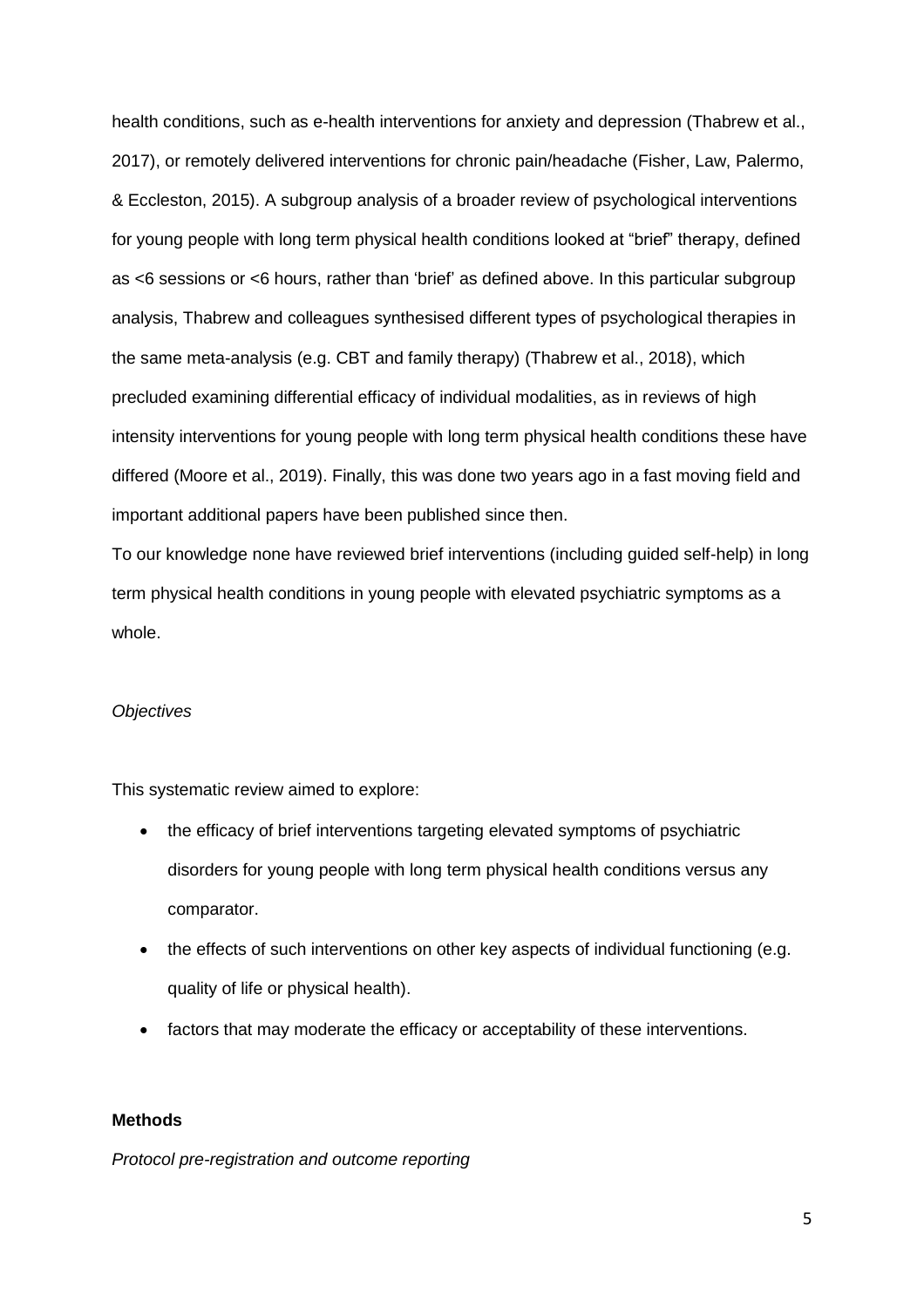health conditions, such as e-health interventions for anxiety and depression (Thabrew et al., 2017), or remotely delivered interventions for chronic pain/headache (Fisher, Law, Palermo, & Eccleston, 2015). A subgroup analysis of a broader review of psychological interventions for young people with long term physical health conditions looked at "brief" therapy, defined as <6 sessions or <6 hours, rather than 'brief' as defined above. In this particular subgroup analysis, Thabrew and colleagues synthesised different types of psychological therapies in the same meta-analysis (e.g. CBT and family therapy) (Thabrew et al., 2018), which precluded examining differential efficacy of individual modalities, as in reviews of high intensity interventions for young people with long term physical health conditions these have differed (Moore et al., 2019). Finally, this was done two years ago in a fast moving field and important additional papers have been published since then.

To our knowledge none have reviewed brief interventions (including guided self-help) in long term physical health conditions in young people with elevated psychiatric symptoms as a whole.

*Objectives*

This systematic review aimed to explore:

- the efficacy of brief interventions targeting elevated symptoms of psychiatric disorders for young people with long term physical health conditions versus any comparator.
- the effects of such interventions on other key aspects of individual functioning (e.g. quality of life or physical health).
- factors that may moderate the efficacy or acceptability of these interventions.

## Methods

*Protocol pre-registration and outcome reporting*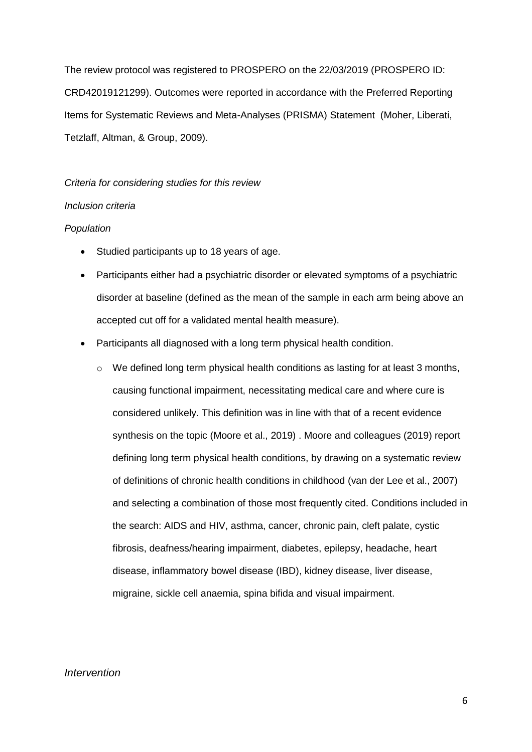The review protocol was registered to PROSPERO on the 22/03/2019 (PROSPERO ID: CRD42019121299). Outcomes were reported in accordance with the Preferred Reporting Items for Systematic Reviews and Meta-Analyses (PRISMA) Statement (Moher, Liberati, Tetzlaff, Altman, & Group, 2009).

*Criteria for considering studies for this review*

*Inclusion criteria*

*Population*

- Studied participants up to 18 years of age.
- Participants either had a psychiatric disorder or elevated symptoms of a psychiatric disorder at baseline (defined as the mean of the sample in each arm being above an accepted cut off for a validated mental health measure).
- Participants all diagnosed with a long term physical health condition.
    - We defined long term physical health conditions as lasting for at least 3 months, causing functional impairment, necessitating medical care and where cure is considered unlikely. This definition was in line with that of a recent evidence synthesis on the topic (Moore et al., 2019) . Moore and colleagues (2019) report defining long term physical health conditions, by drawing on a systematic review of definitions of chronic health conditions in childhood (van der Lee et al., 2007) and selecting a combination of those most frequently cited. Conditions included in the search: AIDS and HIV, asthma, cancer, chronic pain, cleft palate, cystic fibrosis, deafness/hearing impairment, diabetes, epilepsy, headache, heart disease, inflammatory bowel disease (IBD), kidney disease, liver disease, migraine, sickle cell anaemia, spina bifida and visual impairment.

*Intervention*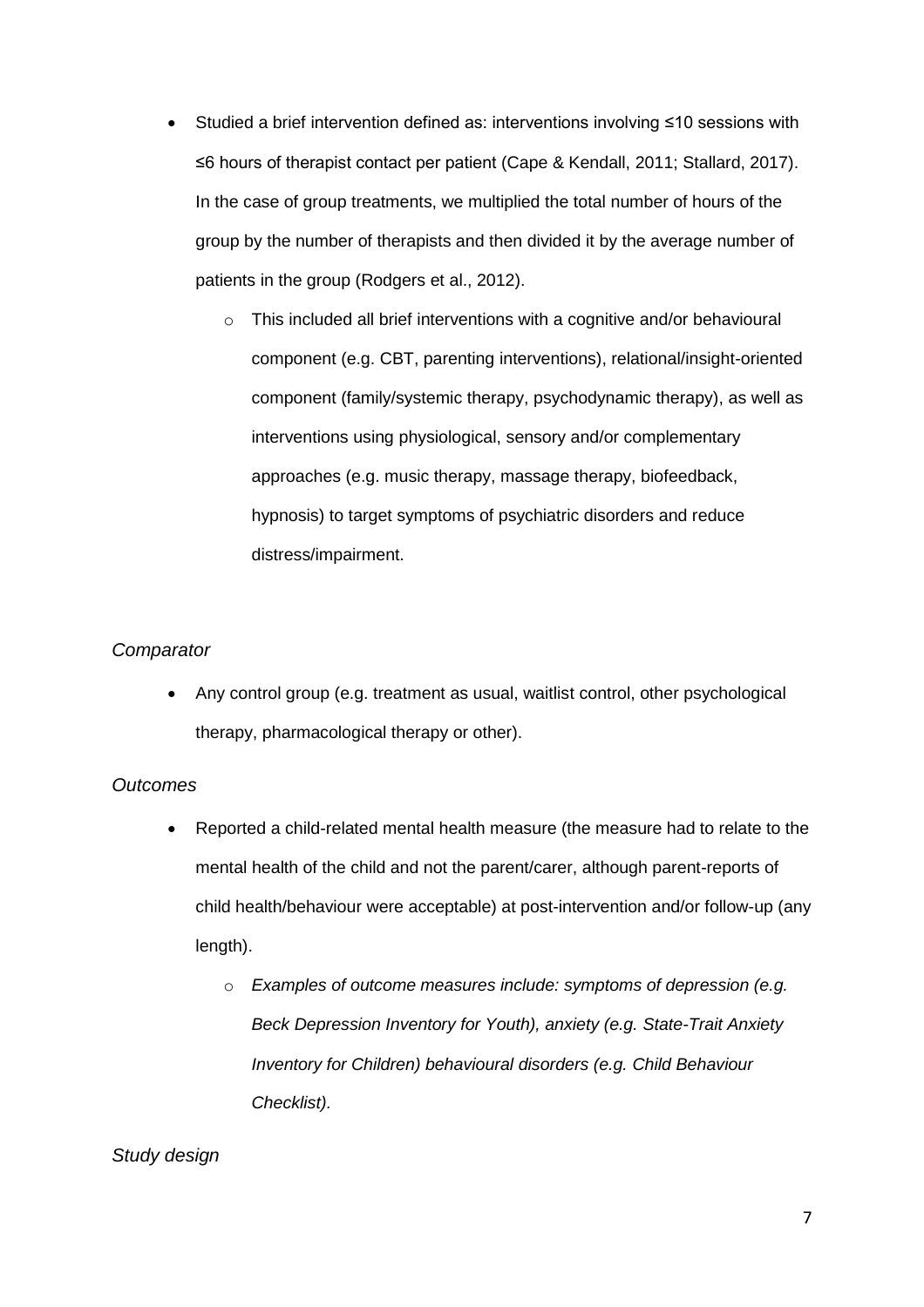- Studied a brief intervention defined as: interventions involving ≤10 sessions with ≤6 hours of therapist contact per patient (Cape & Kendall, 2011; Stallard, 2017). In the case of group treatments, we multiplied the total number of hours of the group by the number of therapists and then divided it by the average number of patients in the group (Rodgers et al., 2012).
    - This included all brief interventions with a cognitive and/or behavioural component (e.g. CBT, parenting interventions), relational/insight-oriented component (family/systemic therapy, psychodynamic therapy), as well as interventions using physiological, sensory and/or complementary approaches (e.g. music therapy, massage therapy, biofeedback, hypnosis) to target symptoms of psychiatric disorders and reduce distress/impairment.

*Comparator*

- Any control group (e.g. treatment as usual, waitlist control, other psychological therapy, pharmacological therapy or other).

*Outcomes*

- Reported a child-related mental health measure (the measure had to relate to the mental health of the child and not the parent/carer, although parent-reports of child health/behaviour were acceptable) at post-intervention and/or follow-up (any length).
    - *Examples of outcome measures include: symptoms of depression (e.g. Beck Depression Inventory for Youth), anxiety (e.g. State-Trait Anxiety Inventory for Children) behavioural disorders (e.g. Child Behaviour Checklist).*

*Study design*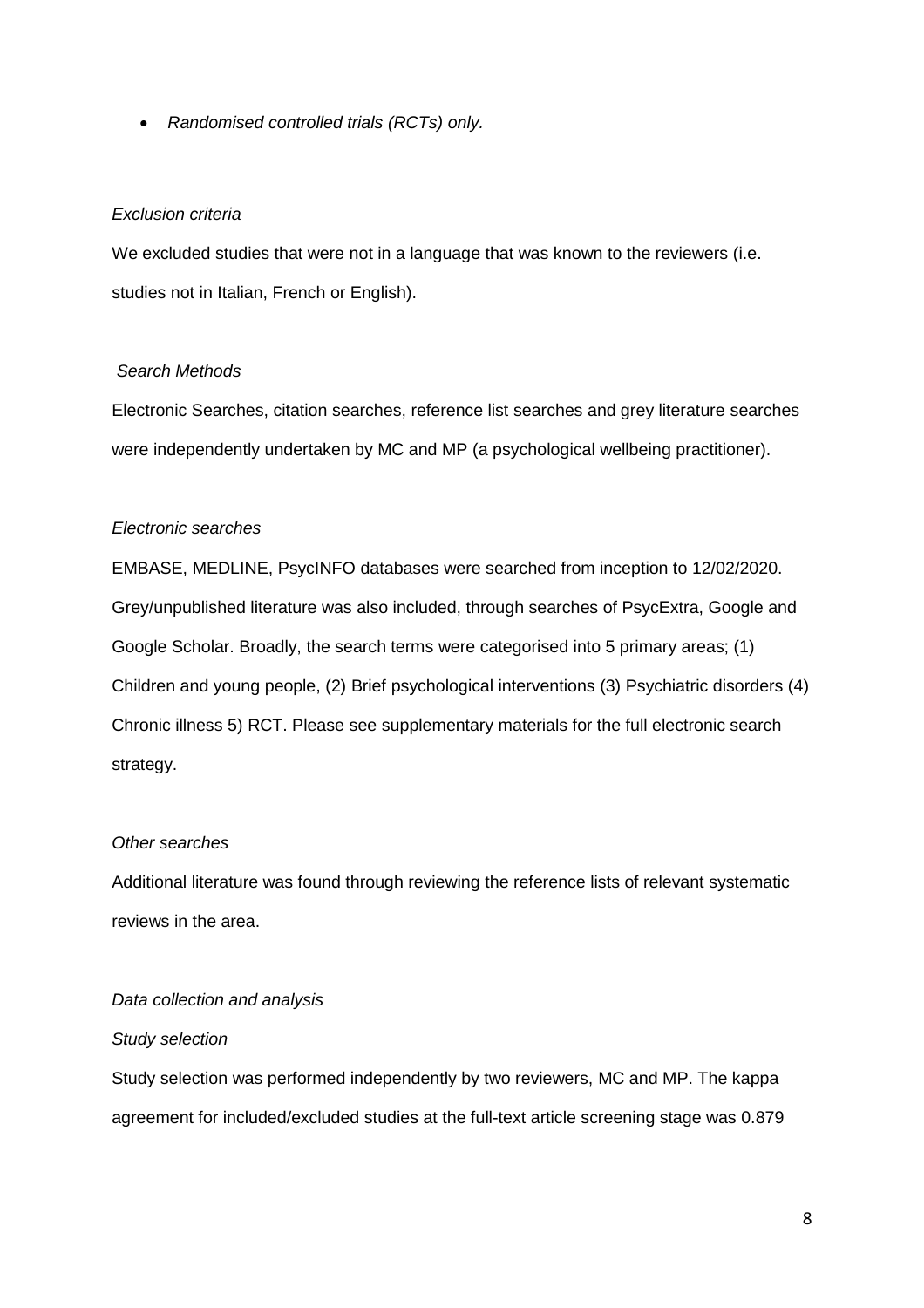- *Randomised controlled trials (RCTs) only.*

*Exclusion criteria*

We excluded studies that were not in a language that was known to the reviewers (i.e. studies not in Italian, French or English).

*Search Methods*

Electronic Searches, citation searches, reference list searches and grey literature searches were independently undertaken by MC and MP (a psychological wellbeing practitioner).

*Electronic searches*

EMBASE, MEDLINE, PsycINFO databases were searched from inception to 12/02/2020. Grey/unpublished literature was also included, through searches of PsycExtra, Google and Google Scholar. Broadly, the search terms were categorised into 5 primary areas; (1) Children and young people, (2) Brief psychological interventions (3) Psychiatric disorders (4) Chronic illness 5) RCT. Please see supplementary materials for the full electronic search strategy.

*Other searches*

Additional literature was found through reviewing the reference lists of relevant systematic reviews in the area.

*Data collection and analysis*

*Study selection*

Study selection was performed independently by two reviewers, MC and MP. The kappa agreement for included/excluded studies at the full-text article screening stage was 0.879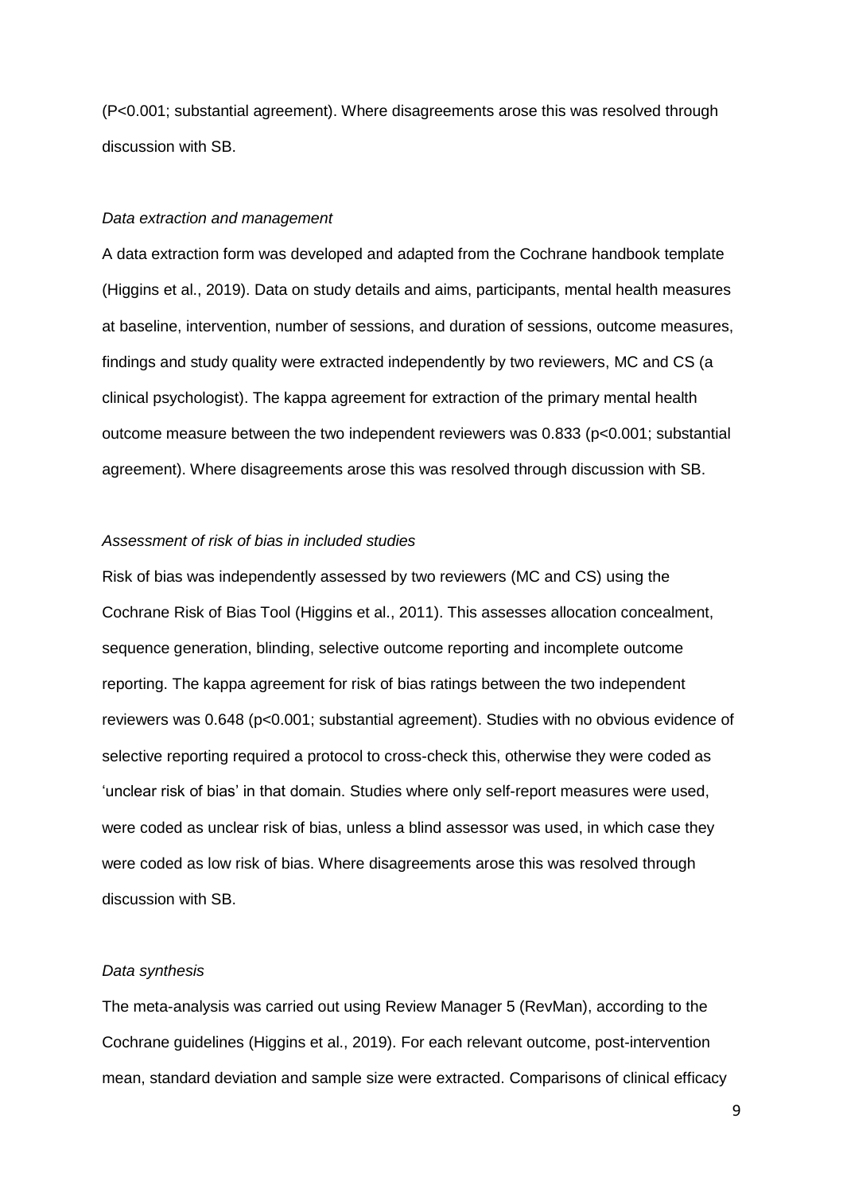(P<0.001; substantial agreement). Where disagreements arose this was resolved through discussion with SB.

*Data extraction and management*

A data extraction form was developed and adapted from the Cochrane handbook template (Higgins et al., 2019). Data on study details and aims, participants, mental health measures at baseline, intervention, number of sessions, and duration of sessions, outcome measures, findings and study quality were extracted independently by two reviewers, MC and CS (a clinical psychologist). The kappa agreement for extraction of the primary mental health outcome measure between the two independent reviewers was 0.833 (p<0.001; substantial agreement). Where disagreements arose this was resolved through discussion with SB.

*Assessment of risk of bias in included studies*

Risk of bias was independently assessed by two reviewers (MC and CS) using the Cochrane Risk of Bias Tool (Higgins et al., 2011). This assesses allocation concealment, sequence generation, blinding, selective outcome reporting and incomplete outcome reporting. The kappa agreement for risk of bias ratings between the two independent reviewers was 0.648 (p<0.001; substantial agreement). Studies with no obvious evidence of selective reporting required a protocol to cross-check this, otherwise they were coded as 'unclear risk of bias' in that domain. Studies where only self-report measures were used, were coded as unclear risk of bias, unless a blind assessor was used, in which case they were coded as low risk of bias. Where disagreements arose this was resolved through discussion with SB.

*Data synthesis*

The meta-analysis was carried out using Review Manager 5 (RevMan), according to the Cochrane guidelines (Higgins et al., 2019). For each relevant outcome, post-intervention mean, standard deviation and sample size were extracted. Comparisons of clinical efficacy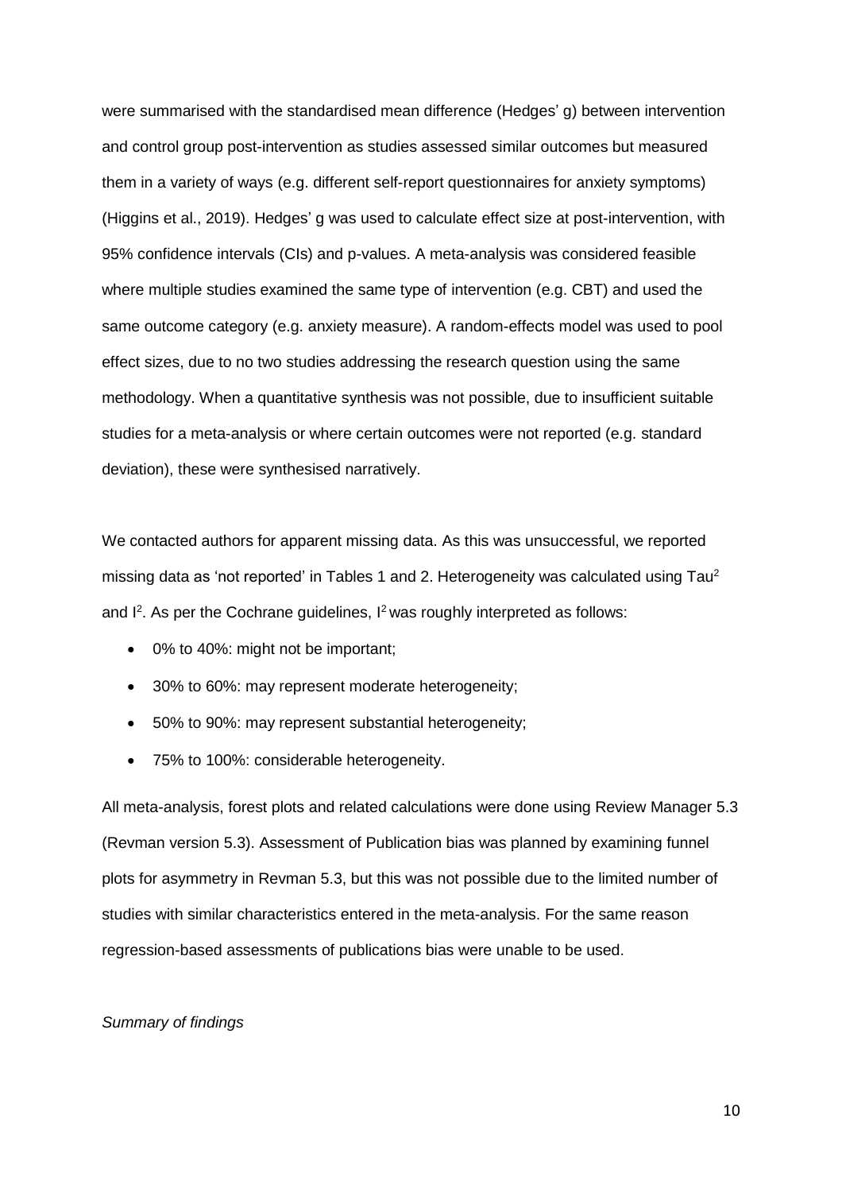were summarised with the standardised mean difference (Hedges' g) between intervention and control group post-intervention as studies assessed similar outcomes but measured them in a variety of ways (e.g. different self-report questionnaires for anxiety symptoms) (Higgins et al., 2019). Hedges' g was used to calculate effect size at post-intervention, with 95% confidence intervals (CIs) and p-values. A meta-analysis was considered feasible where multiple studies examined the same type of intervention (e.g. CBT) and used the same outcome category (e.g. anxiety measure). A random-effects model was used to pool effect sizes, due to no two studies addressing the research question using the same methodology. When a quantitative synthesis was not possible, due to insufficient suitable studies for a meta-analysis or where certain outcomes were not reported (e.g. standard deviation), these were synthesised narratively.

We contacted authors for apparent missing data. As this was unsuccessful, we reported missing data as 'not reported' in Tables 1 and 2. Heterogeneity was calculated using $Tau^2$ and $I^2$. As per the Cochrane guidelines, $I^2$ was roughly interpreted as follows:

- 0% to 40%: might not be important;
- 30% to 60%: may represent moderate heterogeneity;
- 50% to 90%: may represent substantial heterogeneity;
- 75% to 100%: considerable heterogeneity.

All meta-analysis, forest plots and related calculations were done using Review Manager 5.3 (Revman version 5.3). Assessment of Publication bias was planned by examining funnel plots for asymmetry in Revman 5.3, but this was not possible due to the limited number of studies with similar characteristics entered in the meta-analysis. For the same reason regression-based assessments of publications bias were unable to be used.

*Summary of findings*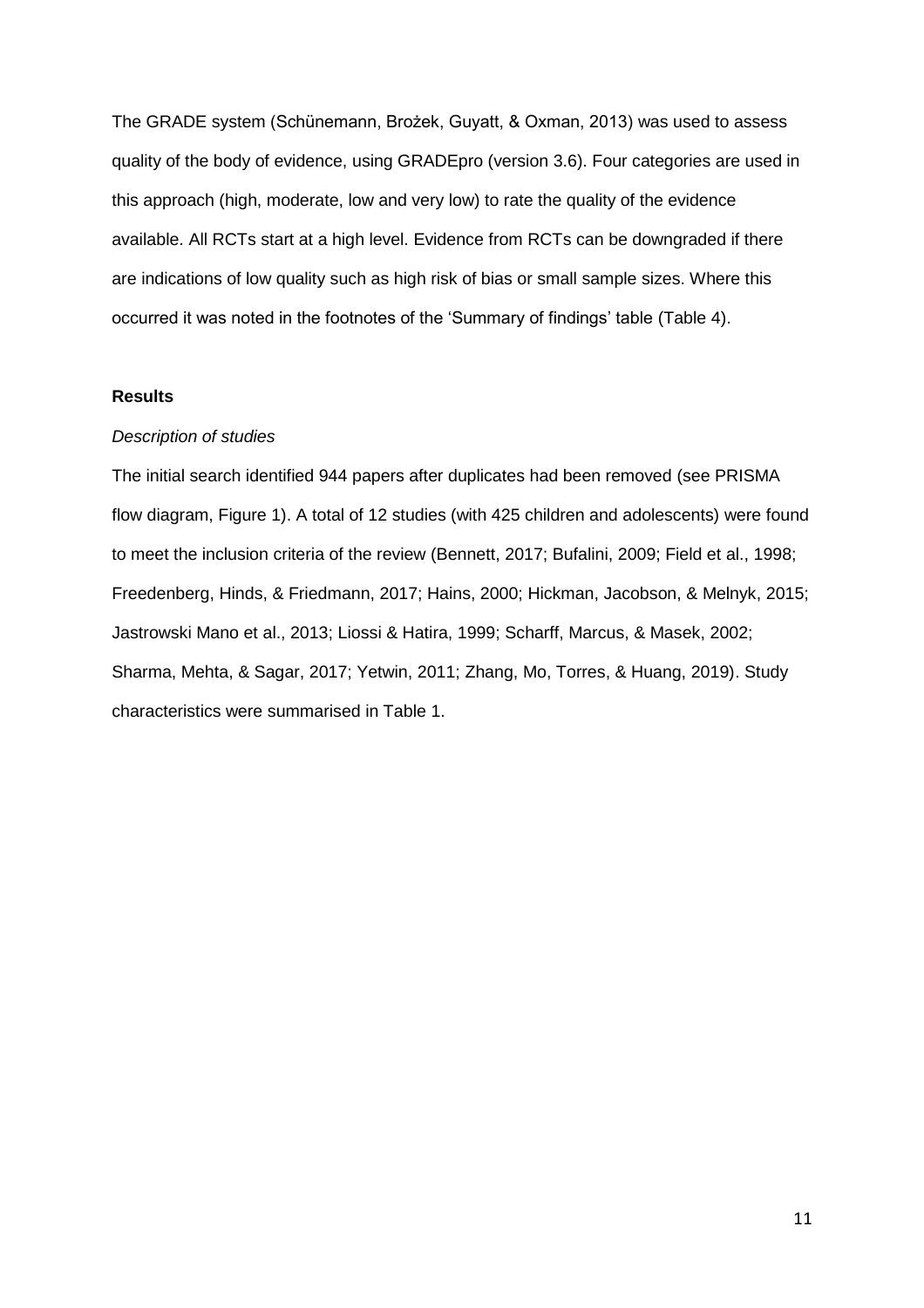The GRADE system (Schünemann, Brożek, Guyatt, & Oxman, 2013) was used to assess quality of the body of evidence, using GRADEpro (version 3.6). Four categories are used in this approach (high, moderate, low and very low) to rate the quality of the evidence available. All RCTs start at a high level. Evidence from RCTs can be downgraded if there are indications of low quality such as high risk of bias or small sample sizes. Where this occurred it was noted in the footnotes of the 'Summary of findings' table (Table 4).

## Results

### *Description of studies*

The initial search identified 944 papers after duplicates had been removed (see PRISMA flow diagram, Figure 1). A total of 12 studies (with 425 children and adolescents) were found to meet the inclusion criteria of the review (Bennett, 2017; Bufalini, 2009; Field et al., 1998; Freedenberg, Hinds, & Friedmann, 2017; Hains, 2000; Hickman, Jacobson, & Melnyk, 2015; Jastrowski Mano et al., 2013; Liossi & Hatira, 1999; Scharff, Marcus, & Masek, 2002; Sharma, Mehta, & Sagar, 2017; Yetwin, 2011; Zhang, Mo, Torres, & Huang, 2019). Study characteristics were summarised in Table 1.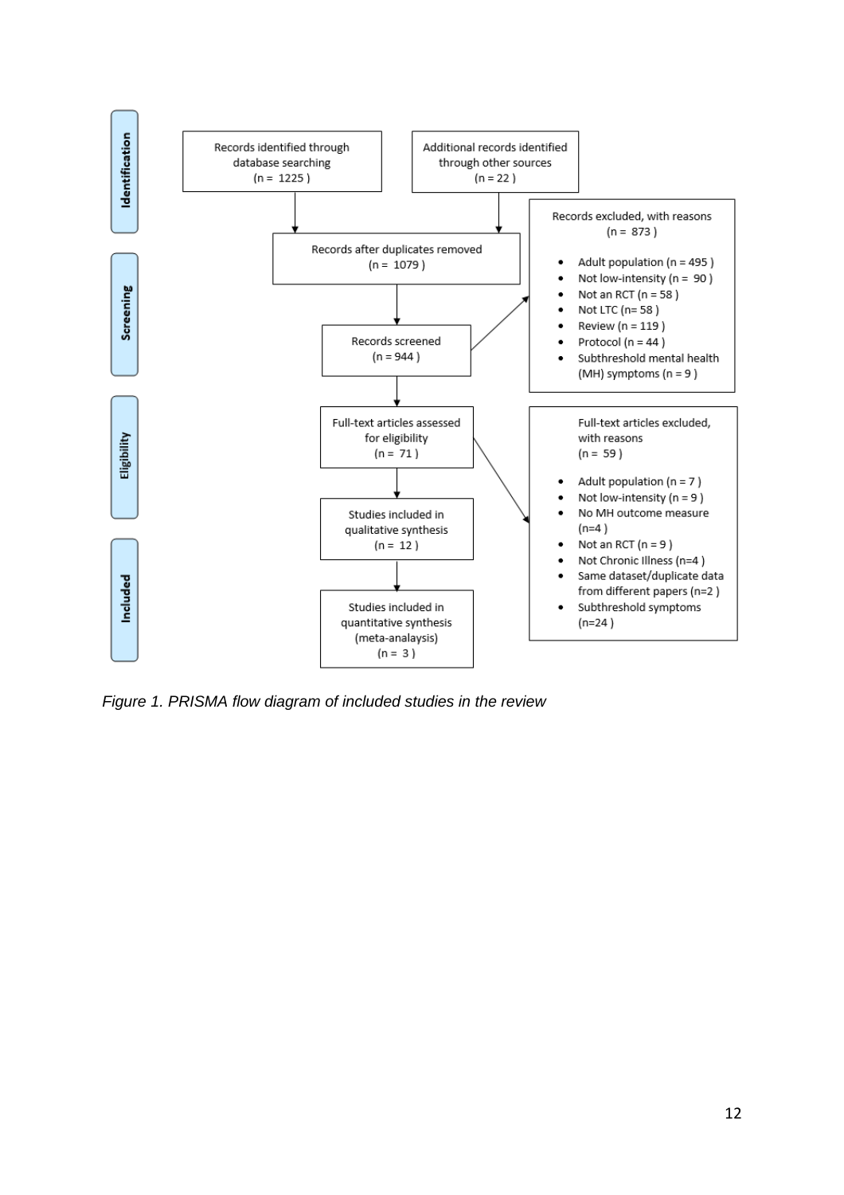**Identification**

Records identified through database searching (n = 1225 )

Additional records identified through other sources (n = 22 )

**Screening**

Records after duplicates removed (n = 1079 )

Records screened (n = 944 )

Records excluded, with reasons (n = 873 )

- Adult population (n = 495 )
- Not low-intensity (n = 90 )
- Not an RCT (n = 58 )
- Not LTC (n= 58 )
- Review (n = 119 )
- Protocol (n = 44 )
- Subthreshold mental health (MH) symptoms (n = 9 )

**Eligibility**

Full-text articles assessed for eligibility (n = 71 )

Full-text articles excluded, with reasons (n = 59 )

- Adult population (n = 7 )
- Not low-intensity (n = 9 )
- No MH outcome measure (n=4 )
- Not an RCT (n = 9 )
- Not Chronic Illness (n=4 )
- Same dataset/duplicate data from different papers (n=2 )
- Subthreshold symptoms (n=24 )

**Included**

Studies included in qualitative synthesis (n = 12 )

Studies included in quantitative synthesis (meta-analaysis) (n = 3 )

*Figure 1. PRISMA flow diagram of included studies in the review*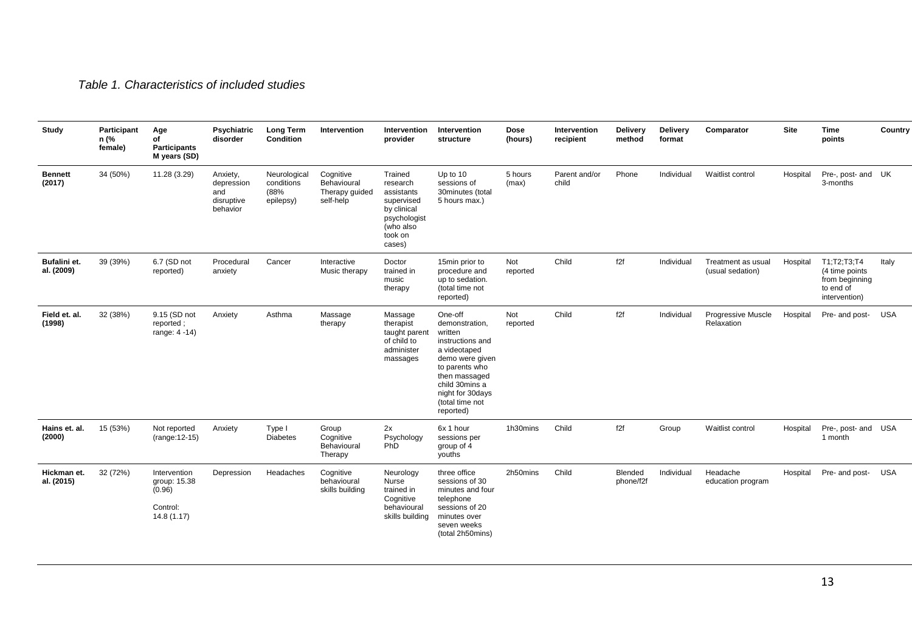*Table 1. Characteristics of included studies*

| Study | Participant n (% female) | Age of Participants M years (SD) | Psychiatric disorder | Long Term Condition | Intervention | Intervention provider | Intervention structure | Dose (hours) | Intervention recipient | Delivery method | Delivery format | Comparator | Site | Time points | Country |
|---|---|---|---|---|---|---|---|---|---|---|---|---|---|---|---|
| **Bennett (2017)** | 34 (50%) | 11.28 (3.29) | Anxiety, depression and disruptive behavior | Neurological conditions (88% epilepsy) | Cognitive Behavioural Therapy guided self-help | Trained research assistants supervised by clinical psychologist (who also took on cases) | Up to 10 sessions of 30minutes (total 5 hours max.) | 5 hours (max) | Parent and/or child | Phone | Individual | Waitlist control | Hospital | Pre-, post- and 3-months | UK |
| **Bufalini et. al. (2009)** | 39 (39%) | 6.7 (SD not reported) | Procedural anxiety | Cancer | Interactive Music therapy | Doctor trained in music therapy | 15min prior to procedure and up to sedation. (total time not reported) | Not reported | Child | f2f | Individual | Treatment as usual (usual sedation) | Hospital | T1;T2;T3;T4 (4 time points from beginning to end of intervention) | Italy |
| **Field et. al. (1998)** | 32 (38%) | 9.15 (SD not reported ; range: 4 -14) | Anxiety | Asthma | Massage therapy | Massage therapist taught parent of child to administer massages | One-off demonstration, written instructions and a videotaped demo were given to parents who then massaged child 30mins a night for 30days (total time not reported) | Not reported | Child | f2f | Individual | Progressive Muscle Relaxation | Hospital | Pre- and post- | USA |
| **Hains et. al. (2000)** | 15 (53%) | Not reported (range:12-15) | Anxiety | Type I Diabetes | Group Cognitive Behavioural Therapy | 2x Psychology PhD | 6x 1 hour sessions per group of 4 youths | 1h30mins | Child | f2f | Group | Waitlist control | Hospital | Pre-, post- and 1 month | USA |
| **Hickman et. al. (2015)** | 32 (72%) | Intervention group: 15.38 (0.96)<br><br>Control: 14.8 (1.17) | Depression | Headaches | Cognitive behavioural skills building | Neurology Nurse trained in Cognitive behavioural skills building | three office sessions of 30 minutes and four telephone sessions of 20 minutes over seven weeks (total 2h50mins) | 2h50mins | Child | Blended phone/f2f | Individual | Headache education program | Hospital | Pre- and post- | USA |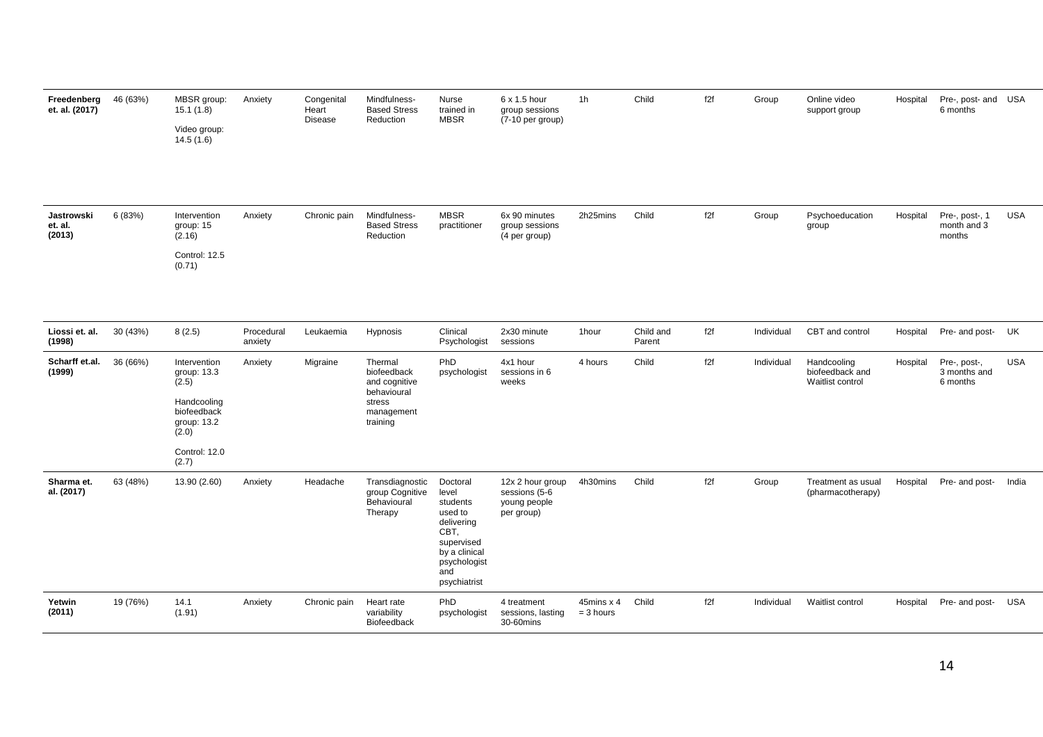| | | | | | | | | | | | | | | | |
|---|---|---|---|---|---|---|---|---|---|---|---|---|---|---|---|
| **Freedenberg et. al. (2017)** | 46 (63%) | MBSR group: 15.1 (1.8) Video group: 14.5 (1.6) | Anxiety | Congenital Heart Disease | Mindfulness-Based Stress Reduction | Nurse trained in MBSR | 6 x 1.5 hour group sessions (7-10 per group) | 1h | Child | f2f | Group | Online video support group | Hospital | Pre-, post- and 6 months | USA |
| **Jastrowski et. al. (2013)** | 6 (83%) | Intervention group: 15 (2.16) Control: 12.5 (0.71) | Anxiety | Chronic pain | Mindfulness-Based Stress Reduction | MBSR practitioner | 6x 90 minutes group sessions (4 per group) | 2h25mins | Child | f2f | Group | Psychoeducation group | Hospital | Pre-, post-, 1 month and 3 months | USA |
| **Liossi et. al. (1998)** | 30 (43%) | 8 (2.5) | Procedural anxiety | Leukaemia | Hypnosis | Clinical Psychologist | 2x30 minute sessions | 1hour | Child and Parent | f2f | Individual | CBT and control | Hospital | Pre- and post- | UK |
| **Scharff et.al. (1999)** | 36 (66%) | Intervention group: 13.3 (2.5) Handcooling biofeedback group: 13.2 (2.0) Control: 12.0 (2.7) | Anxiety | Migraine | Thermal biofeedback and cognitive behavioural stress management training | PhD psychologist | 4x1 hour sessions in 6 weeks | 4 hours | Child | f2f | Individual | Handcooling biofeedback and Waitlist control | Hospital | Pre-, post-, 3 months and 6 months | USA |
| **Sharma et. al. (2017)** | 63 (48%) | 13.90 (2.60) | Anxiety | Headache | Transdiagnostic group Cognitive Behavioural Therapy | Doctoral level students used to delivering CBT, supervised by a clinical psychologist and psychiatrist | 12x 2 hour group sessions (5-6 young people per group) | 4h30mins | Child | f2f | Group | Treatment as usual (pharmacotherapy) | Hospital | Pre- and post- | India |
| **Yetwin (2011)** | 19 (76%) | 14.1 (1.91) | Anxiety | Chronic pain | Heart rate variability Biofeedback | PhD psychologist | 4 treatment sessions, lasting 30-60mins | 45mins x 4 = 3 hours | Child | f2f | Individual | Waitlist control | Hospital | Pre- and post- | USA |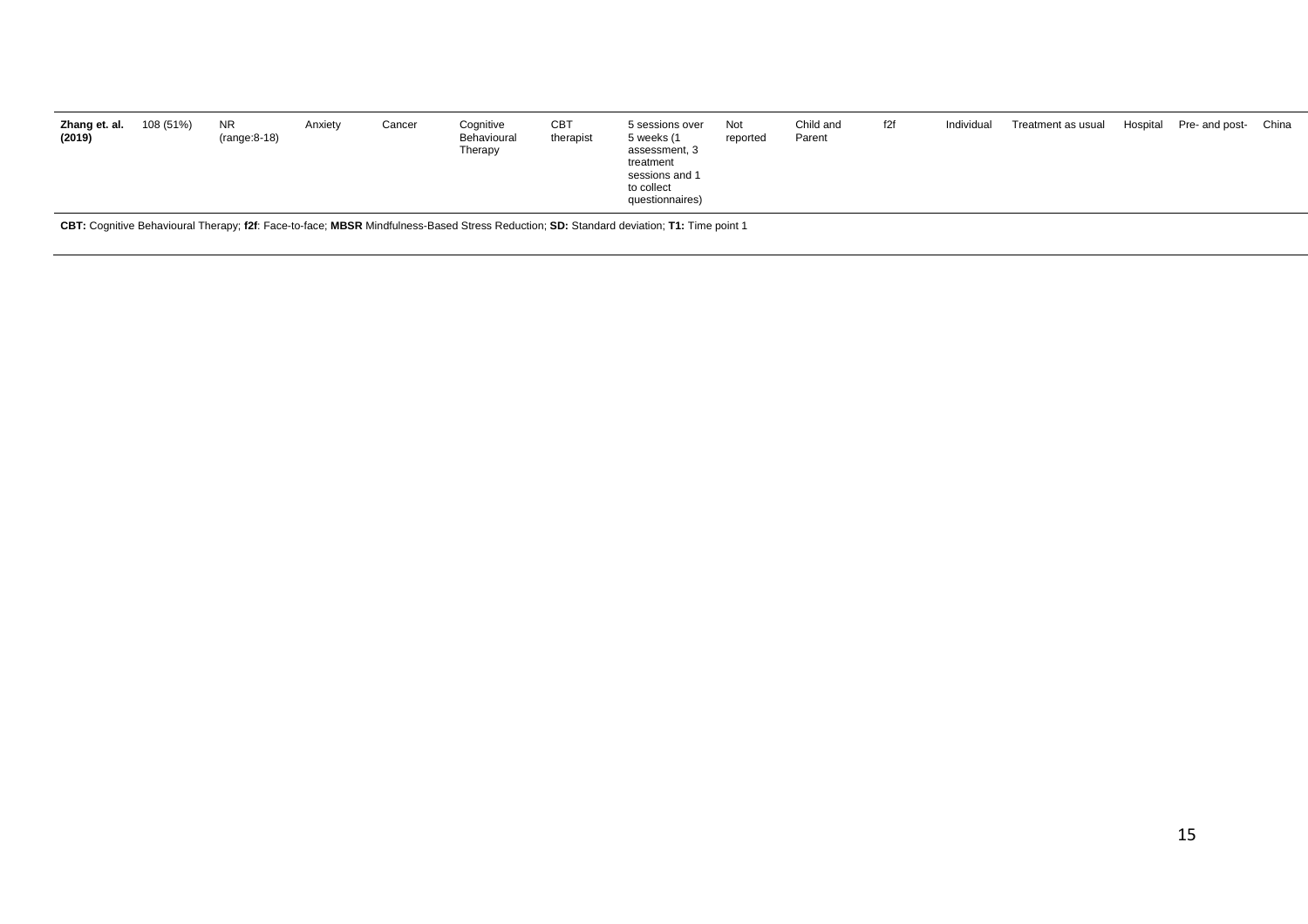| | | | | | | | | | | | | | | | |
|---|---|---|---|---|---|---|---|---|---|---|---|---|---|---|---|
| **Zhang et. al. (2019)** | 108 (51%) | NR (range:8-18) | Anxiety | Cancer | Cognitive Behavioural Therapy | CBT therapist | 5 sessions over 5 weeks (1 assessment, 3 treatment sessions and 1 to collect questionnaires) | Not reported | Child and Parent | f2f | Individual | Treatment as usual | Hospital | Pre- and post- | China |

**CBT:** Cognitive Behavioural Therapy; **f2f**: Face-to-face; **MBSR** Mindfulness-Based Stress Reduction; **SD:** Standard deviation; **T1:** Time point 1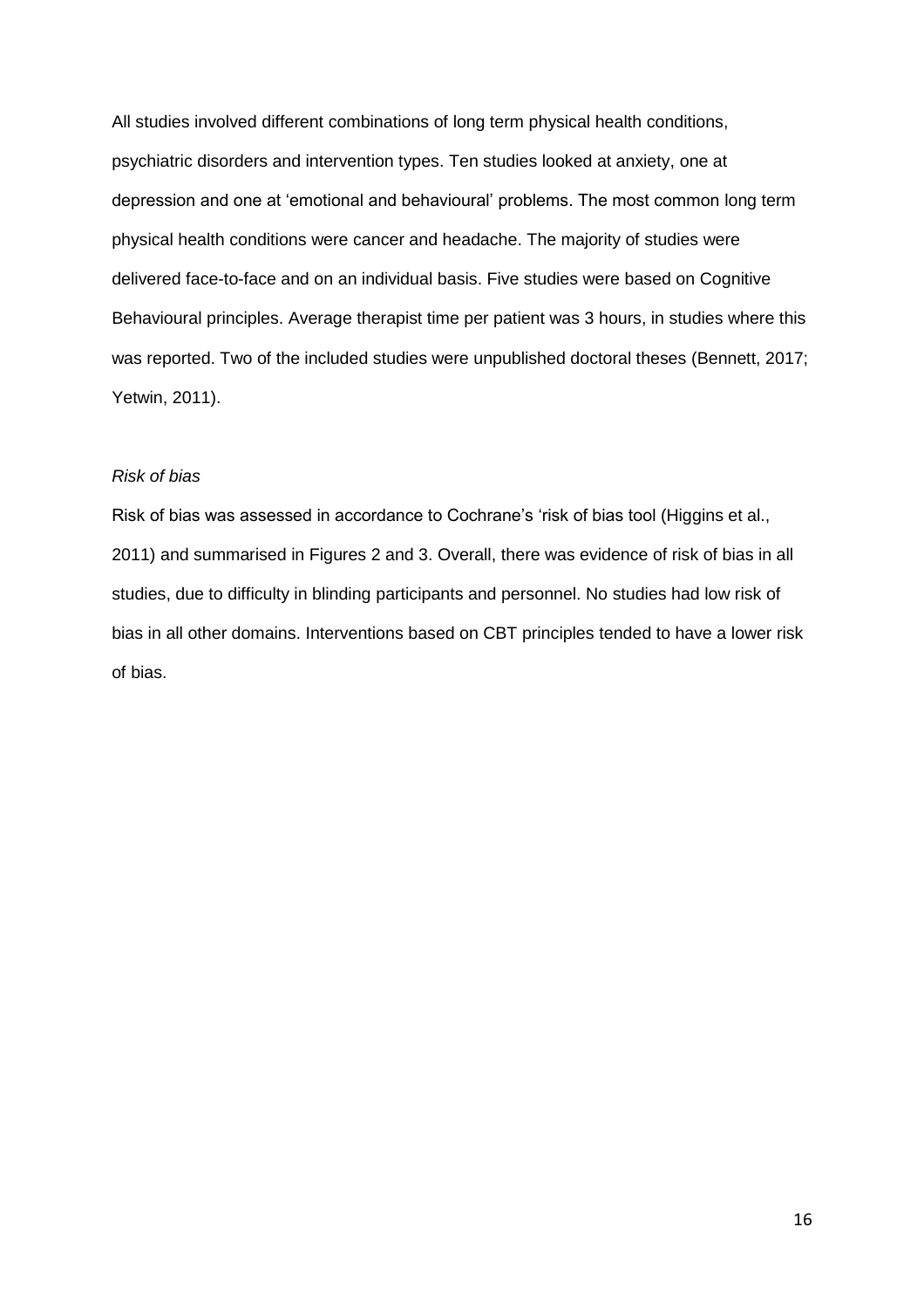All studies involved different combinations of long term physical health conditions, psychiatric disorders and intervention types. Ten studies looked at anxiety, one at depression and one at 'emotional and behavioural' problems. The most common long term physical health conditions were cancer and headache. The majority of studies were delivered face-to-face and on an individual basis. Five studies were based on Cognitive Behavioural principles. Average therapist time per patient was 3 hours, in studies where this was reported. Two of the included studies were unpublished doctoral theses (Bennett, 2017; Yetwin, 2011).

*Risk of bias*

Risk of bias was assessed in accordance to Cochrane's 'risk of bias tool (Higgins et al., 2011) and summarised in Figures 2 and 3. Overall, there was evidence of risk of bias in all studies, due to difficulty in blinding participants and personnel. No studies had low risk of bias in all other domains. Interventions based on CBT principles tended to have a lower risk of bias.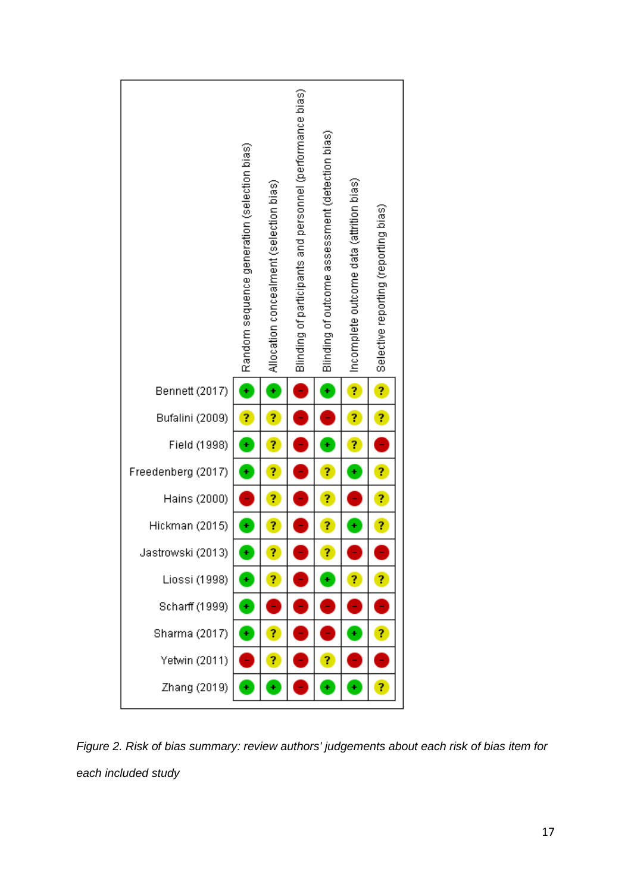| | Random sequence generation (selection bias) | Allocation concealment (selection bias) | Blinding of participants and personnel (performance bias) | Blinding of outcome assessment (detection bias) | Incomplete outcome data (attrition bias) | Selective reporting (reporting bias) |
|---|---|---|---|---|---|---|
| Bennett (2017) | + | + | - | + | ? | ? |
| Bufalini (2009) | ? | ? | - | - | ? | ? |
| Field (1998) | + | ? | - | + | ? | - |
| Freedenberg (2017) | + | ? | - | ? | + | ? |
| Hains (2000) | - | ? | - | ? | - | ? |
| Hickman (2015) | + | ? | - | ? | + | ? |
| Jastrowski (2013) | + | ? | - | ? | - | - |
| Liossi (1998) | + | ? | - | + | ? | ? |
| Scharff (1999) | + | - | - | - | - | - |
| Sharma (2017) | + | ? | - | - | + | ? |
| Yetwin (2011) | - | ? | - | ? | - | - |
| Zhang (2019) | + | + | - | + | + | ? |

*Figure 2. Risk of bias summary: review authors' judgements about each risk of bias item for each included study*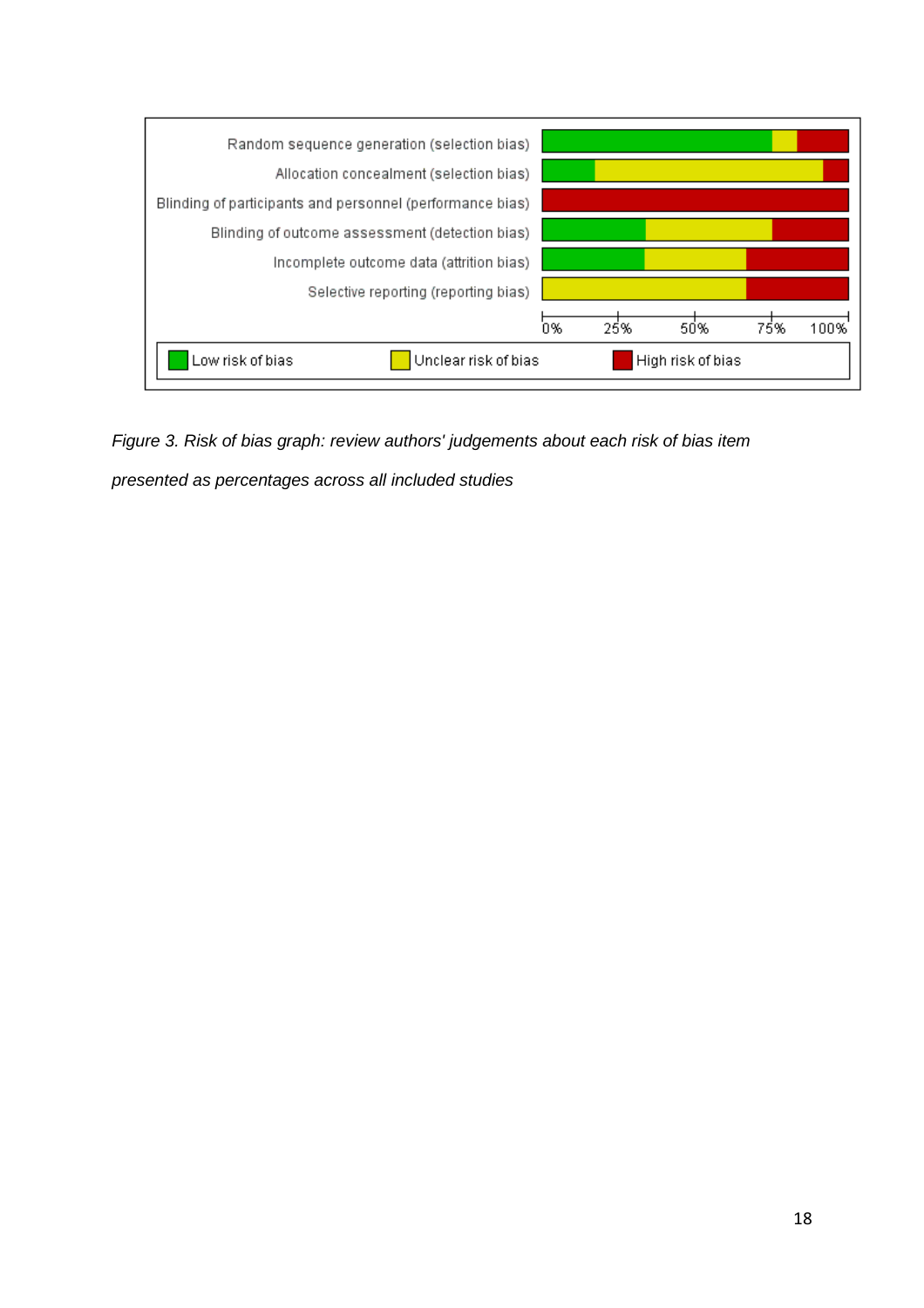*Figure 3. Risk of bias graph: review authors' judgements about each risk of bias item presented as percentages across all included studies*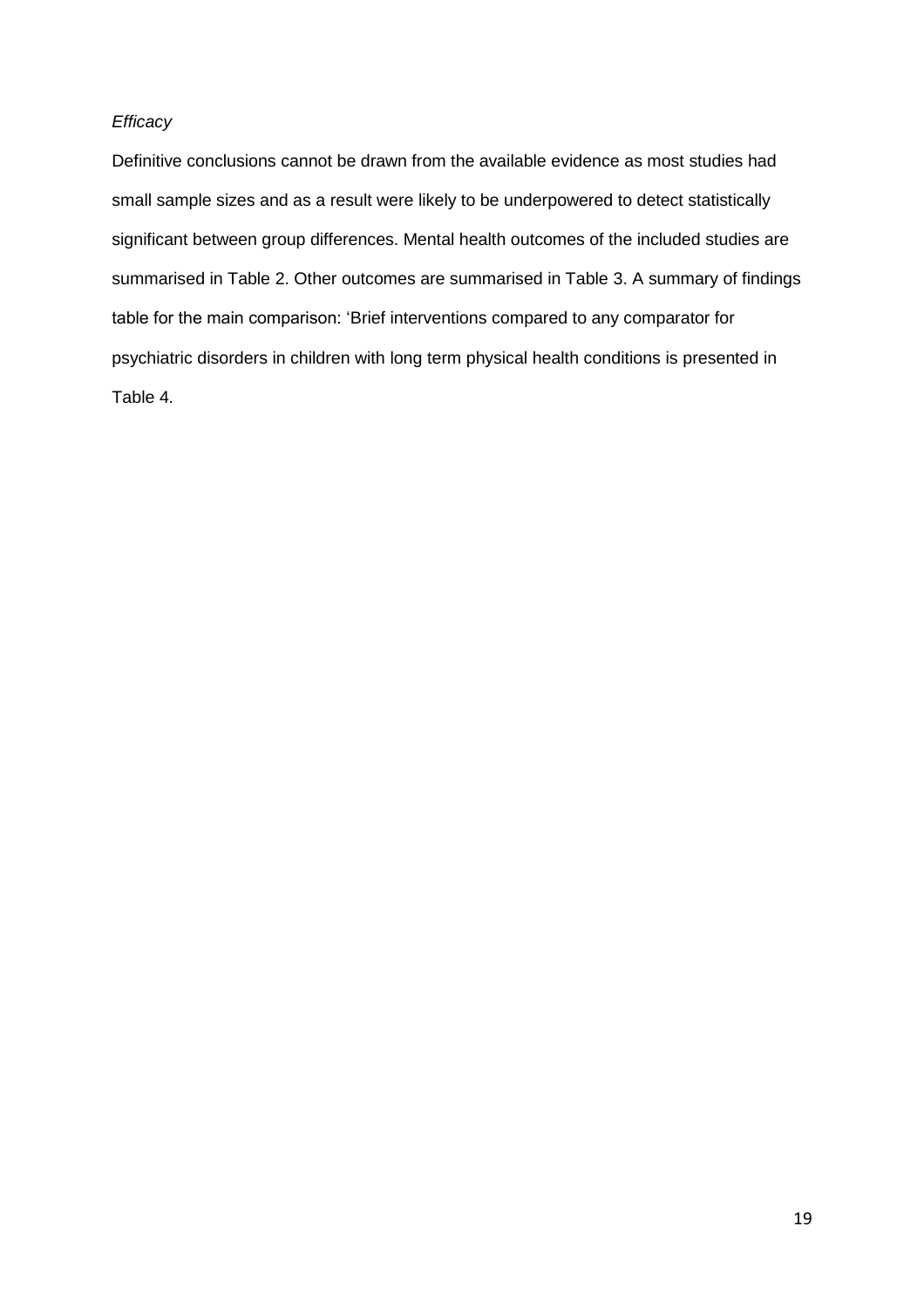*Efficacy*

Definitive conclusions cannot be drawn from the available evidence as most studies had small sample sizes and as a result were likely to be underpowered to detect statistically significant between group differences. Mental health outcomes of the included studies are summarised in Table 2. Other outcomes are summarised in Table 3. A summary of findings table for the main comparison: 'Brief interventions compared to any comparator for psychiatric disorders in children with long term physical health conditions is presented in Table 4.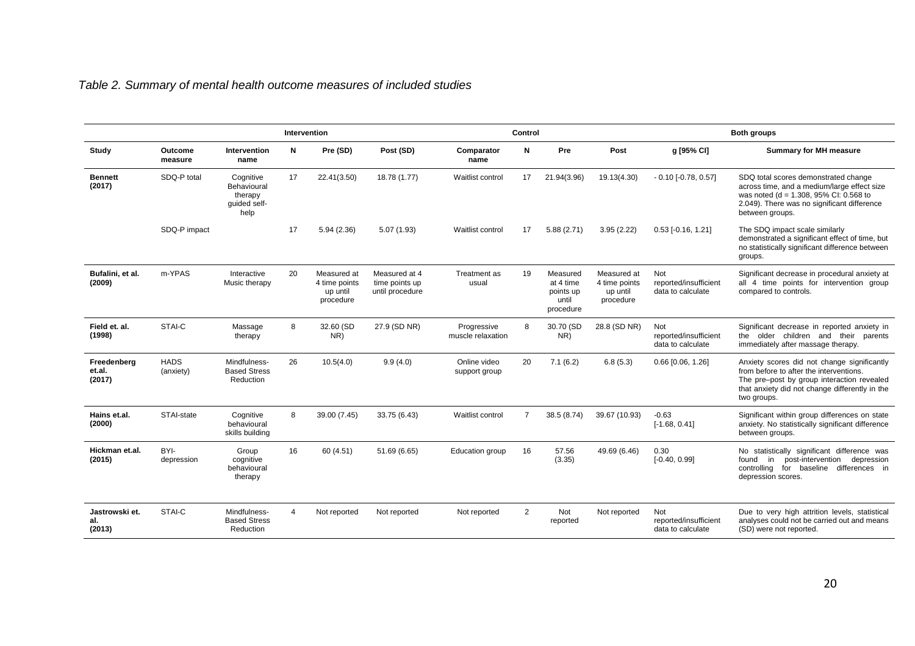*Table 2. Summary of mental health outcome measures of included studies*

| | | Intervention | | | | Control | | | | Both groups | |
|---|---|---|---|---|---|---|---|---|---|---|---|
| **Study** | **Outcome measure** | **Intervention name** | **N** | **Pre (SD)** | **Post (SD)** | **Comparator name** | **N** | **Pre** | **Post** | **g [95% CI]** | **Summary for MH measure** |
| **Bennett (2017)** | SDQ-P total | Cognitive Behavioural therapy guided self-help | 17 | 22.41(3.50) | 18.78 (1.77) | Waitlist control | 17 | 21.94(3.96) | 19.13(4.30) | - 0.10 [-0.78, 0.57] | SDQ total scores demonstrated change across time, and a medium/large effect size was noted (d = 1.308, 95% CI: 0.568 to 2.049). There was no significant difference between groups. |
| | SDQ-P impact | | 17 | 5.94 (2.36) | 5.07 (1.93) | Waitlist control | 17 | 5.88 (2.71) | 3.95 (2.22) | 0.53 [-0.16, 1.21] | The SDQ impact scale similarly demonstrated a significant effect of time, but no statistically significant difference between groups. |
| **Bufalini, et al. (2009)** | m-YPAS | Interactive Music therapy | 20 | Measured at 4 time points up until procedure | Measured at 4 time points up until procedure | Treatment as usual | 19 | Measured at 4 time points up until procedure | Measured at 4 time points up until procedure | Not reported/insufficient data to calculate | Significant decrease in procedural anxiety at all 4 time points for intervention group compared to controls. |
| **Field et. al. (1998)** | STAI-C | Massage therapy | 8 | 32.60 (SD NR) | 27.9 (SD NR) | Progressive muscle relaxation | 8 | 30.70 (SD NR) | 28.8 (SD NR) | Not reported/insufficient data to calculate | Significant decrease in reported anxiety in the older children and their parents immediately after massage therapy. |
| **Freedenberg et.al. (2017)** | HADS (anxiety) | Mindfulness-Based Stress Reduction | 26 | 10.5(4.0) | 9.9 (4.0) | Online video support group | 20 | 7.1 (6.2) | 6.8 (5.3) | 0.66 [0.06, 1.26] | Anxiety scores did not change significantly from before to after the interventions. The pre–post by group interaction revealed that anxiety did not change differently in the two groups. |
| **Hains et.al. (2000)** | STAI-state | Cognitive behavioural skills building | 8 | 39.00 (7.45) | 33.75 (6.43) | Waitlist control | 7 | 38.5 (8.74) | 39.67 (10.93) | -0.63 [-1.68, 0.41] | Significant within group differences on state anxiety. No statistically significant difference between groups. |
| **Hickman et.al. (2015)** | BYI-depression | Group cognitive behavioural therapy | 16 | 60 (4.51) | 51.69 (6.65) | Education group | 16 | 57.56 (3.35) | 49.69 (6.46) | 0.30 [-0.40, 0.99] | No statistically significant difference was found in post-intervention depression controlling for baseline differences in depression scores. |
| **Jastrowski et. al. (2013)** | STAI-C | Mindfulness-Based Stress Reduction | 4 | Not reported | Not reported | Not reported | 2 | Not reported | Not reported | Not reported/insufficient data to calculate | Due to very high attrition levels, statistical analyses could not be carried out and means (SD) were not reported. |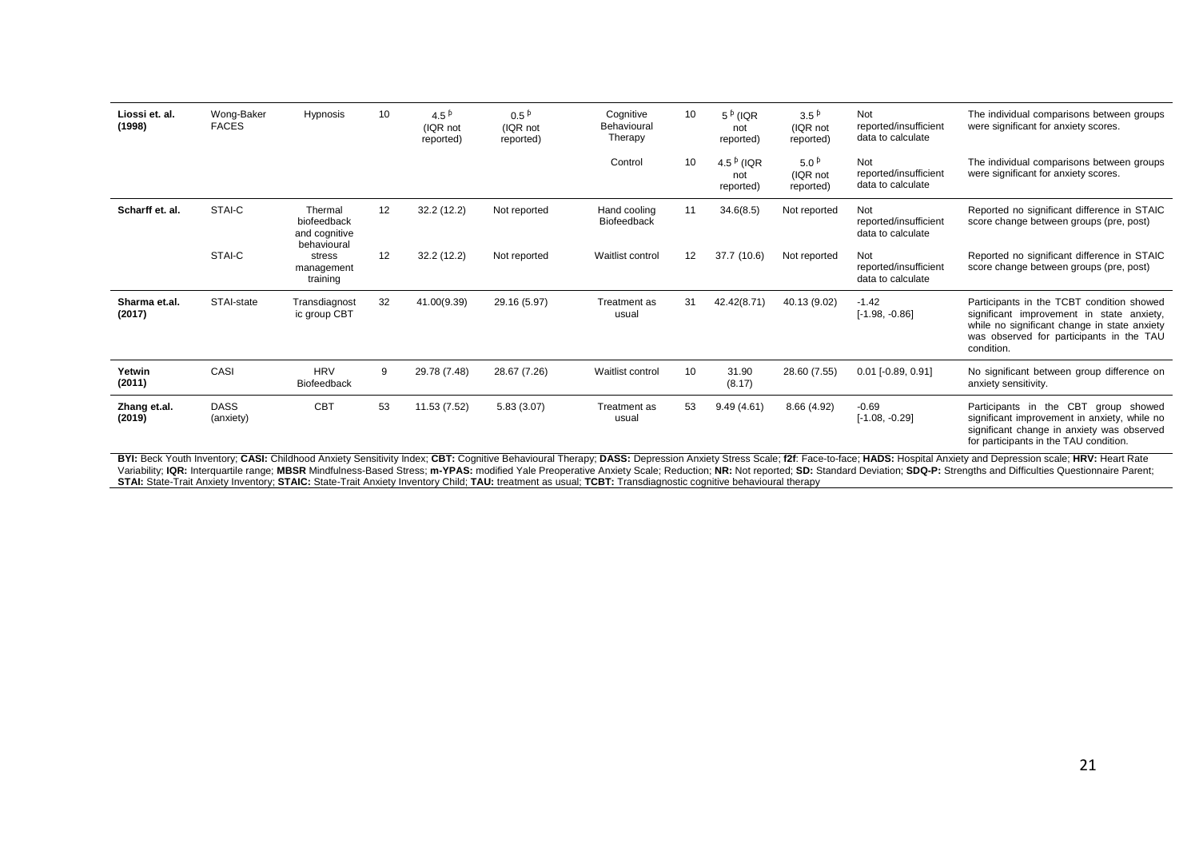| | | | | | | | | | | | |
|---|---|---|---|---|---|---|---|---|---|---|---|
| **Liossi et. al. (1998)** | Wong-Baker FACES | Hypnosis | 10 | 4.5 ᵇ (IQR not reported) | 0.5 ᵇ (IQR not reported) | Cognitive Behavioural Therapy | 10 | 5 ᵇ (IQR not reported) | 3.5 ᵇ (IQR not reported) | Not reported/insufficient data to calculate | The individual comparisons between groups were significant for anxiety scores. |
| | | | | | | Control | 10 | 4.5 ᵇ (IQR not reported) | 5.0 ᵇ (IQR not reported) | Not reported/insufficient data to calculate | The individual comparisons between groups were significant for anxiety scores. |
| **Scharff et. al.** | STAI-C | Thermal biofeedback and cognitive behavioural stress management training | 12 | 32.2 (12.2) | Not reported | Hand cooling Biofeedback | 11 | 34.6(8.5) | Not reported | Not reported/insufficient data to calculate | Reported no significant difference in STAIC score change between groups (pre, post) |
| | STAI-C | | 12 | 32.2 (12.2) | Not reported | Waitlist control | 12 | 37.7 (10.6) | Not reported | Not reported/insufficient data to calculate | Reported no significant difference in STAIC score change between groups (pre, post) |
| **Sharma et.al. (2017)** | STAI-state | Transdiagnostic group CBT | 32 | 41.00(9.39) | 29.16 (5.97) | Treatment as usual | 31 | 42.42(8.71) | 40.13 (9.02) | -1.42 [-1.98, -0.86] | Participants in the TCBT condition showed significant improvement in state anxiety, while no significant change in state anxiety was observed for participants in the TAU condition. |
| **Yetwin (2011)** | CASI | HRV Biofeedback | 9 | 29.78 (7.48) | 28.67 (7.26) | Waitlist control | 10 | 31.90 (8.17) | 28.60 (7.55) | 0.01 [-0.89, 0.91] | No significant between group difference on anxiety sensitivity. |
| **Zhang et.al. (2019)** | DASS (anxiety) | CBT | 53 | 11.53 (7.52) | 5.83 (3.07) | Treatment as usual | 53 | 9.49 (4.61) | 8.66 (4.92) | -0.69 [-1.08, -0.29] | Participants in the CBT group showed significant improvement in anxiety, while no significant change in anxiety was observed for participants in the TAU condition. |

**BYI:** Beck Youth Inventory; **CASI:** Childhood Anxiety Sensitivity Index; **CBT:** Cognitive Behavioural Therapy; **DASS:** Depression Anxiety Stress Scale; **f2f**: Face-to-face; **HADS:** Hospital Anxiety and Depression scale; **HRV:** Heart Rate Variability; **IQR:** Interquartile range; **MBSR** Mindfulness-Based Stress; **m-YPAS:** modified Yale Preoperative Anxiety Scale; Reduction; **NR:** Not reported; **SD:** Standard Deviation; **SDQ-P:** Strengths and Difficulties Questionnaire Parent; **STAI:** State-Trait Anxiety Inventory; **STAIC:** State-Trait Anxiety Inventory Child; **TAU:** treatment as usual; **TCBT:** Transdiagnostic cognitive behavioural therapy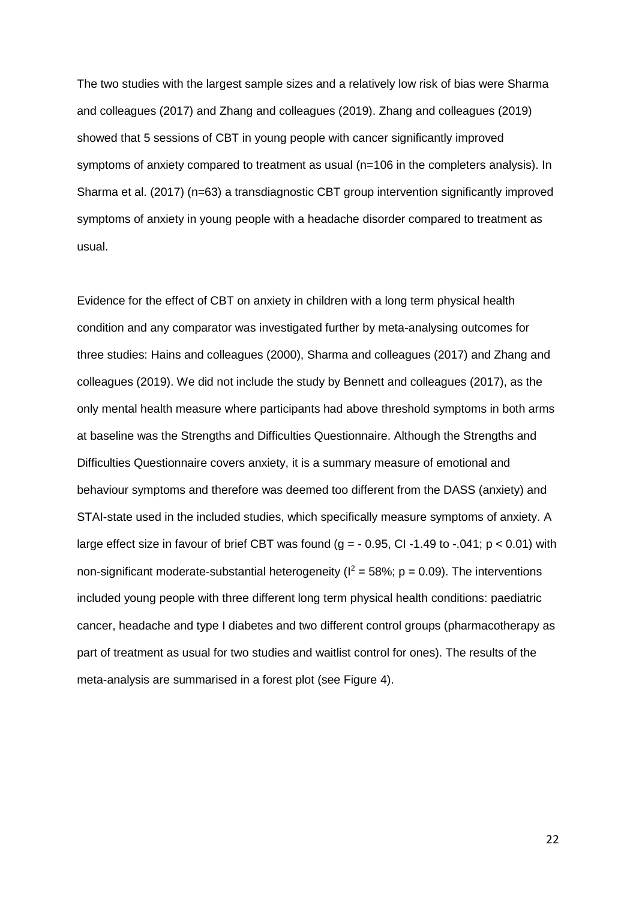The two studies with the largest sample sizes and a relatively low risk of bias were Sharma and colleagues (2017) and Zhang and colleagues (2019). Zhang and colleagues (2019) showed that 5 sessions of CBT in young people with cancer significantly improved symptoms of anxiety compared to treatment as usual (n=106 in the completers analysis). In Sharma et al. (2017) (n=63) a transdiagnostic CBT group intervention significantly improved symptoms of anxiety in young people with a headache disorder compared to treatment as usual.

Evidence for the effect of CBT on anxiety in children with a long term physical health condition and any comparator was investigated further by meta-analysing outcomes for three studies: Hains and colleagues (2000), Sharma and colleagues (2017) and Zhang and colleagues (2019). We did not include the study by Bennett and colleagues (2017), as the only mental health measure where participants had above threshold symptoms in both arms at baseline was the Strengths and Difficulties Questionnaire. Although the Strengths and Difficulties Questionnaire covers anxiety, it is a summary measure of emotional and behaviour symptoms and therefore was deemed too different from the DASS (anxiety) and STAI-state used in the included studies, which specifically measure symptoms of anxiety. A large effect size in favour of brief CBT was found ($g = -0.95$, CI -1.49 to -.041; $p < 0.01$) with non-significant moderate-substantial heterogeneity ($I^2 = 58\%$; $p = 0.09$). The interventions included young people with three different long term physical health conditions: paediatric cancer, headache and type I diabetes and two different control groups (pharmacotherapy as part of treatment as usual for two studies and waitlist control for ones). The results of the meta-analysis are summarised in a forest plot (see Figure 4).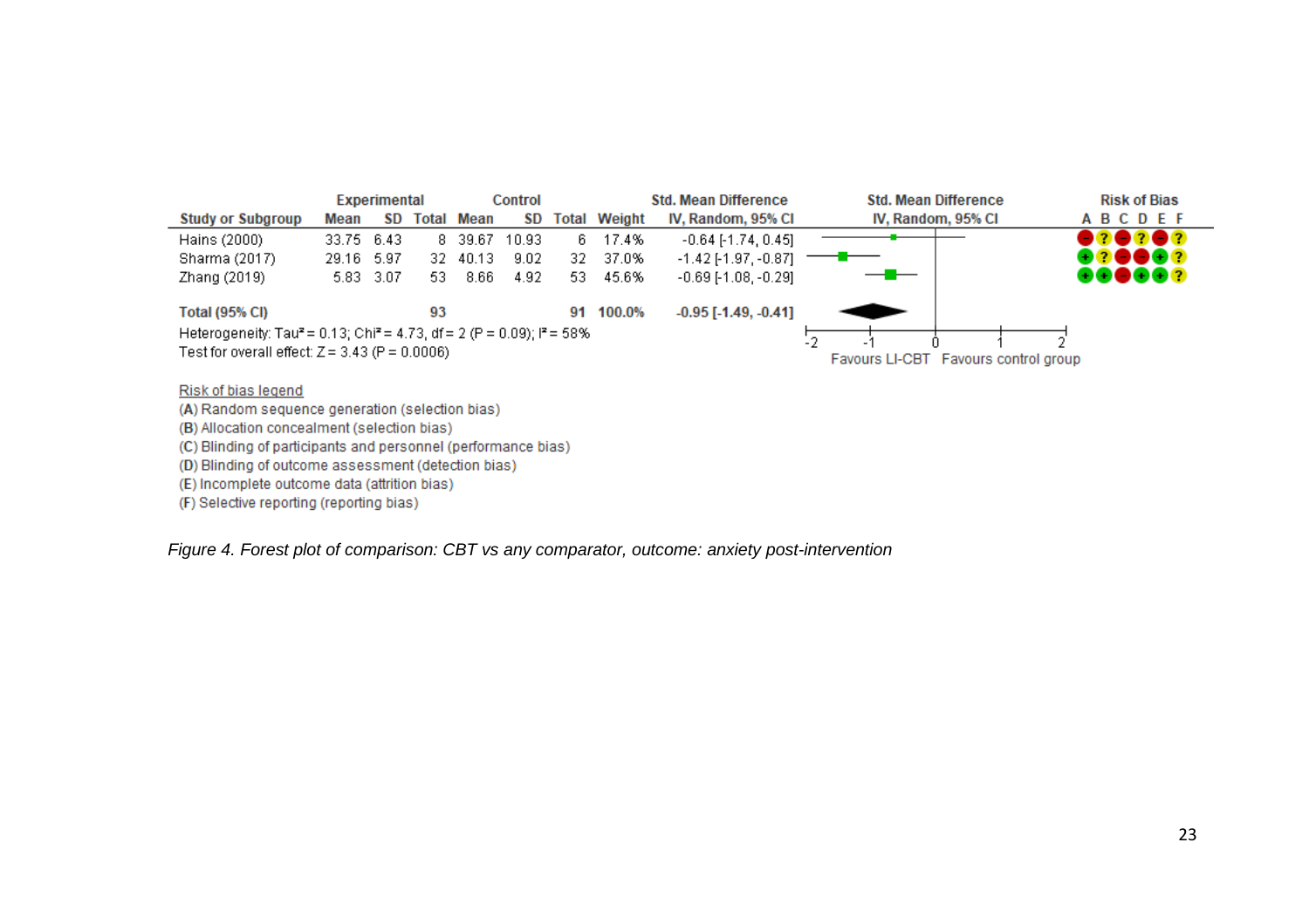| Study or Subgroup | Experimental Mean | Experimental SD | Experimental Total | Control Mean | Control SD | Control Total | Weight | Std. Mean Difference IV, Random, 95% CI | Risk of Bias A B C D E F |
|---|---|---|---|---|---|---|---|---|---|
| Hains (2000) | 33.75 | 6.43 | 8 | 39.67 | 10.93 | 6 | 17.4% | -0.64 [-1.74, 0.45] | − ? − ? − ? |
| Sharma (2017) | 29.16 | 5.97 | 32 | 40.13 | 9.02 | 32 | 37.0% | -1.42 [-1.97, -0.87] | + ? − − + ? |
| Zhang (2019) | 5.83 | 3.07 | 53 | 8.66 | 4.92 | 53 | 45.6% | -0.69 [-1.08, -0.29] | + + − + + ? |
| **Total (95% CI)** | | | **93** | | | **91** | **100.0%** | **-0.95 [-1.49, -0.41]** | |

Heterogeneity: $Tau^2 = 0.13$; $Chi^2 = 4.73$, $df = 2$ ($P = 0.09$); $I^2 = 58\%$

Test for overall effect: $Z = 3.43$ ($P = 0.0006$)

Favours LI-CBT | Favours control group

Risk of bias legend

(A) Random sequence generation (selection bias)
(B) Allocation concealment (selection bias)
(C) Blinding of participants and personnel (performance bias)
(D) Blinding of outcome assessment (detection bias)
(E) Incomplete outcome data (attrition bias)
(F) Selective reporting (reporting bias)

*Figure 4. Forest plot of comparison: CBT vs any comparator, outcome: anxiety post-intervention*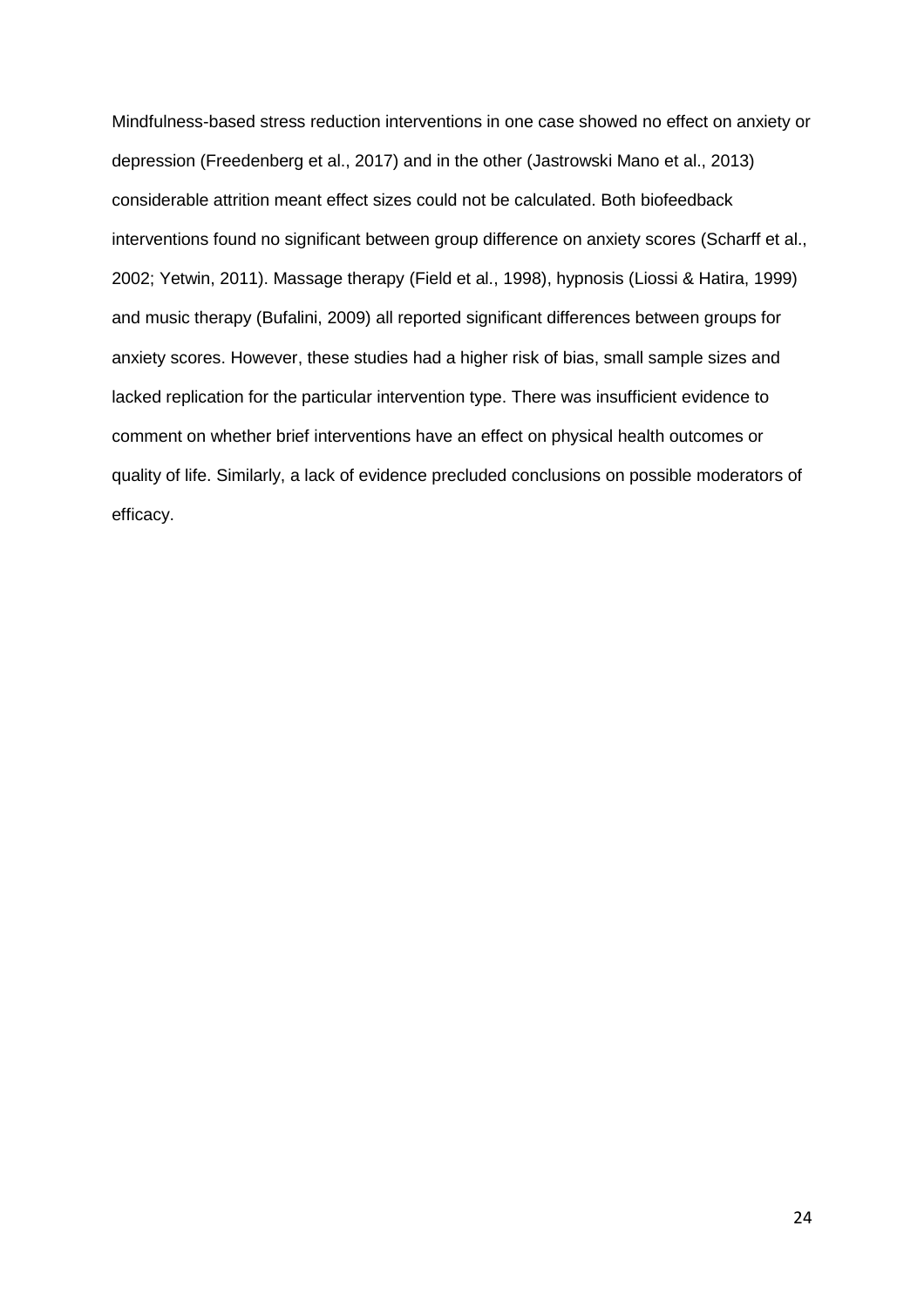Mindfulness-based stress reduction interventions in one case showed no effect on anxiety or depression (Freedenberg et al., 2017) and in the other (Jastrowski Mano et al., 2013) considerable attrition meant effect sizes could not be calculated. Both biofeedback interventions found no significant between group difference on anxiety scores (Scharff et al., 2002; Yetwin, 2011). Massage therapy (Field et al., 1998), hypnosis (Liossi & Hatira, 1999) and music therapy (Bufalini, 2009) all reported significant differences between groups for anxiety scores. However, these studies had a higher risk of bias, small sample sizes and lacked replication for the particular intervention type. There was insufficient evidence to comment on whether brief interventions have an effect on physical health outcomes or quality of life. Similarly, a lack of evidence precluded conclusions on possible moderators of efficacy.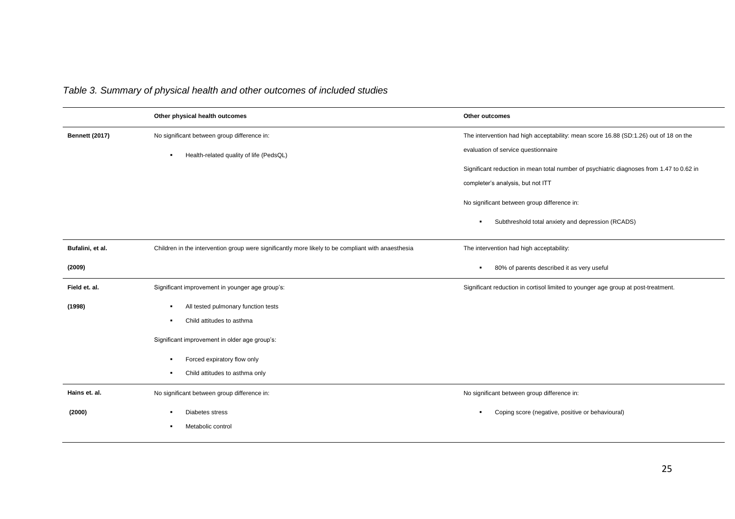*Table 3. Summary of physical health and other outcomes of included studies*

| | Other physical health outcomes | Other outcomes |
|---|---|---|
| **Bennett (2017)** | No significant between group difference in:<br>▪ Health-related quality of life (PedsQL) | The intervention had high acceptability: mean score 16.88 (SD:1.26) out of 18 on the evaluation of service questionnaire<br>Significant reduction in mean total number of psychiatric diagnoses from 1.47 to 0.62 in completer's analysis, but not ITT<br>No significant between group difference in:<br>▪ Subthreshold total anxiety and depression (RCADS) |
| **Bufalini, et al. (2009)** | Children in the intervention group were significantly more likely to be compliant with anaesthesia | The intervention had high acceptability:<br>▪ 80% of parents described it as very useful |
| **Field et. al. (1998)** | Significant improvement in younger age group's:<br>▪ All tested pulmonary function tests<br>▪ Child attitudes to asthma<br>Significant improvement in older age group's:<br>▪ Forced expiratory flow only<br>▪ Child attitudes to asthma only | Significant reduction in cortisol limited to younger age group at post-treatment. |
| **Hains et. al. (2000)** | No significant between group difference in:<br>▪ Diabetes stress<br>▪ Metabolic control | No significant between group difference in:<br>▪ Coping score (negative, positive or behavioural) |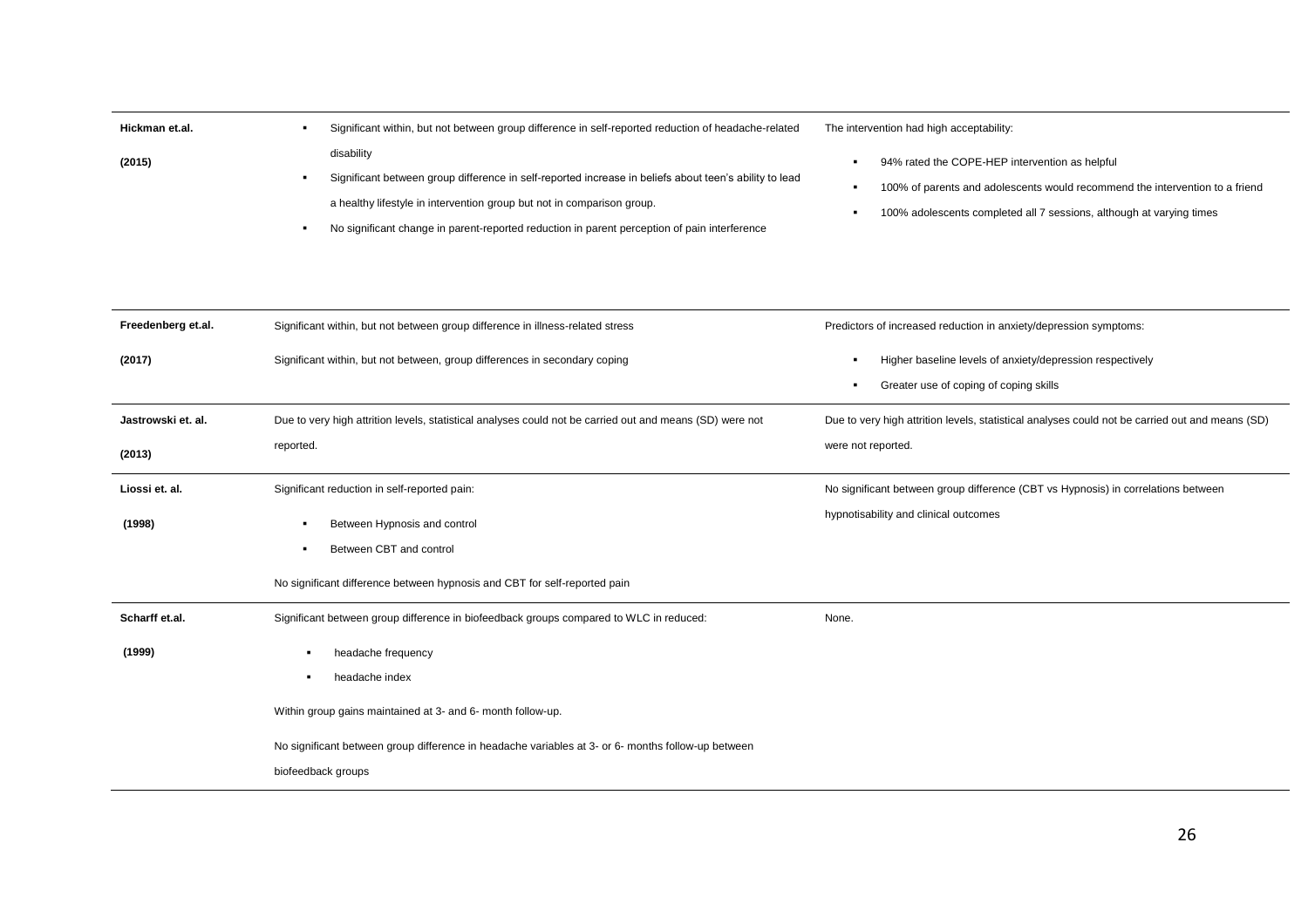| | | |
|---|---|---|
| **Hickman et.al. (2015)** | ▪ Significant within, but not between group difference in self-reported reduction of headache-related disability<br>▪ Significant between group difference in self-reported increase in beliefs about teen's ability to lead a healthy lifestyle in intervention group but not in comparison group.<br>▪ No significant change in parent-reported reduction in parent perception of pain interference | The intervention had high acceptability:<br>▪ 94% rated the COPE-HEP intervention as helpful<br>▪ 100% of parents and adolescents would recommend the intervention to a friend<br>▪ 100% adolescents completed all 7 sessions, although at varying times |
| **Freedenberg et.al. (2017)** | Significant within, but not between group difference in illness-related stress<br>Significant within, but not between, group differences in secondary coping | Predictors of increased reduction in anxiety/depression symptoms:<br>▪ Higher baseline levels of anxiety/depression respectively<br>▪ Greater use of coping of coping skills |
| **Jastrowski et. al. (2013)** | Due to very high attrition levels, statistical analyses could not be carried out and means (SD) were not reported. | Due to very high attrition levels, statistical analyses could not be carried out and means (SD) were not reported. |
| **Liossi et. al. (1998)** | Significant reduction in self-reported pain:<br>▪ Between Hypnosis and control<br>▪ Between CBT and control<br>No significant difference between hypnosis and CBT for self-reported pain | No significant between group difference (CBT vs Hypnosis) in correlations between hypnotisability and clinical outcomes |
| **Scharff et.al. (1999)** | Significant between group difference in biofeedback groups compared to WLC in reduced:<br>▪ headache frequency<br>▪ headache index<br>Within group gains maintained at 3- and 6- month follow-up.<br>No significant between group difference in headache variables at 3- or 6- months follow-up between biofeedback groups | None. |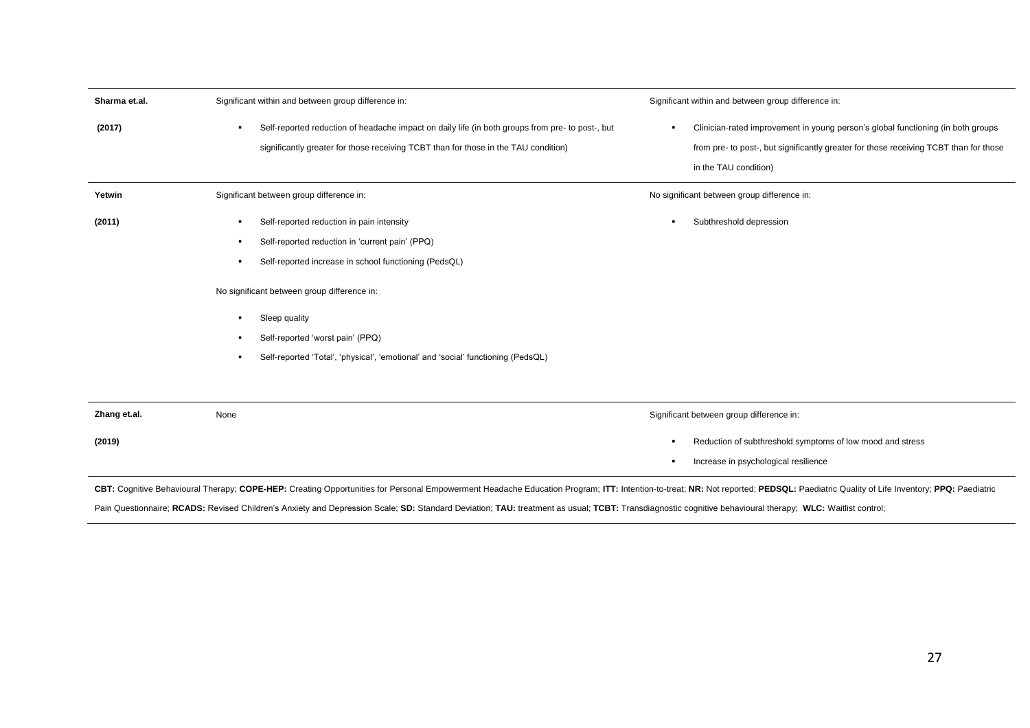| | | |
|---|---|---|
| **Sharma et.al. (2017)** | Significant within and between group difference in:<br>▪ Self-reported reduction of headache impact on daily life (in both groups from pre- to post-, but significantly greater for those receiving TCBT than for those in the TAU condition) | Significant within and between group difference in:<br>▪ Clinician-rated improvement in young person's global functioning (in both groups from pre- to post-, but significantly greater for those receiving TCBT than for those in the TAU condition) |
| **Yetwin (2011)** | Significant between group difference in:<br>▪ Self-reported reduction in pain intensity<br>▪ Self-reported reduction in 'current pain' (PPQ)<br>▪ Self-reported increase in school functioning (PedsQL)<br><br>No significant between group difference in:<br>▪ Sleep quality<br>▪ Self-reported 'worst pain' (PPQ)<br>▪ Self-reported 'Total', 'physical', 'emotional' and 'social' functioning (PedsQL) | No significant between group difference in:<br>▪ Subthreshold depression |
| **Zhang et.al. (2019)** | None | Significant between group difference in:<br>▪ Reduction of subthreshold symptoms of low mood and stress<br>▪ Increase in psychological resilience |

**CBT:** Cognitive Behavioural Therapy; **COPE-HEP:** Creating Opportunities for Personal Empowerment Headache Education Program; **ITT:** Intention-to-treat; **NR:** Not reported; **PEDSQL:** Paediatric Quality of Life Inventory; **PPQ:** Paediatric Pain Questionnaire; **RCADS:** Revised Children's Anxiety and Depression Scale; **SD:** Standard Deviation; **TAU:** treatment as usual; **TCBT:** Transdiagnostic cognitive behavioural therapy; **WLC:** Waitlist control;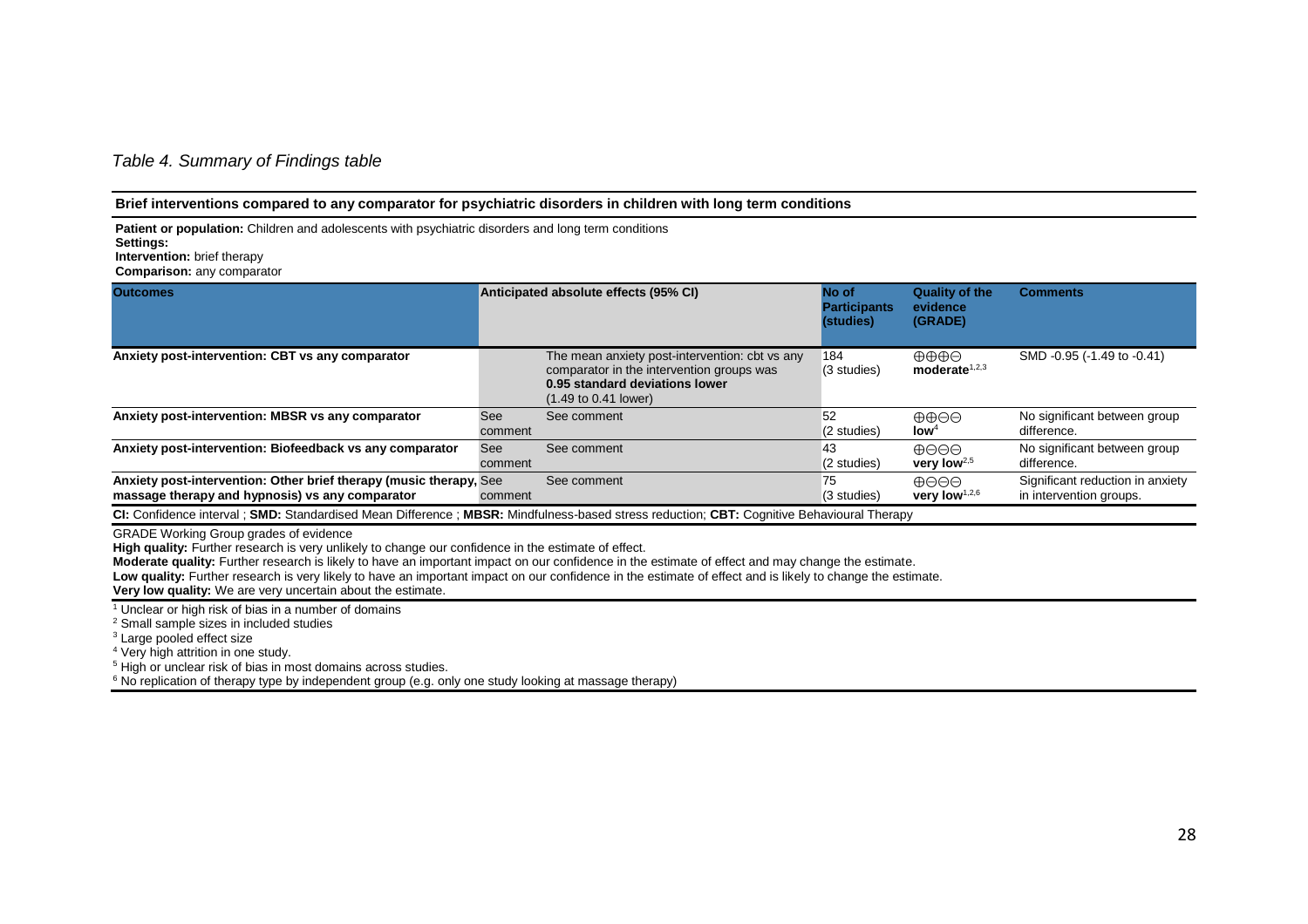*Table 4. Summary of Findings table*

**Brief interventions compared to any comparator for psychiatric disorders in children with long term conditions**

**Patient or population:** Children and adolescents with psychiatric disorders and long term conditions
**Settings:**
**Intervention:** brief therapy
**Comparison:** any comparator

| Outcomes | Anticipated absolute effects (95% CI) | | No of Participants (studies) | Quality of the evidence (GRADE) | Comments |
|---|---|---|---|---|---|
| **Anxiety post-intervention: CBT vs any comparator** | | The mean anxiety post-intervention: cbt vs any comparator in the intervention groups was **0.95 standard deviations lower** (1.49 to 0.41 lower) | 184 (3 studies) | ⊕⊕⊕⊝ **moderate**[1,2,3] | SMD -0.95 (-1.49 to -0.41) |
| **Anxiety post-intervention: MBSR vs any comparator** | See comment | See comment | 52 (2 studies) | ⊕⊕⊝⊝ **low**[4] | No significant between group difference. |
| **Anxiety post-intervention: Biofeedback vs any comparator** | See comment | See comment | 43 (2 studies) | ⊕⊝⊝⊝ **very low**[2,5] | No significant between group difference. |
| **Anxiety post-intervention: Other brief therapy (music therapy, massage therapy and hypnosis) vs any comparator** | See comment | See comment | 75 (3 studies) | ⊕⊝⊝⊝ **very low**[1,2,6] | Significant reduction in anxiety in intervention groups. |

**CI:** Confidence interval ; **SMD:** Standardised Mean Difference ; **MBSR:** Mindfulness-based stress reduction; **CBT:** Cognitive Behavioural Therapy

GRADE Working Group grades of evidence
**High quality:** Further research is very unlikely to change our confidence in the estimate of effect.
**Moderate quality:** Further research is likely to have an important impact on our confidence in the estimate of effect and may change the estimate.
**Low quality:** Further research is very likely to have an important impact on our confidence in the estimate of effect and is likely to change the estimate.
**Very low quality:** We are very uncertain about the estimate.

[1] Unclear or high risk of bias in a number of domains
[2] Small sample sizes in included studies
[3] Large pooled effect size
[4] Very high attrition in one study.
[5] High or unclear risk of bias in most domains across studies.
[6] No replication of therapy type by independent group (e.g. only one study looking at massage therapy)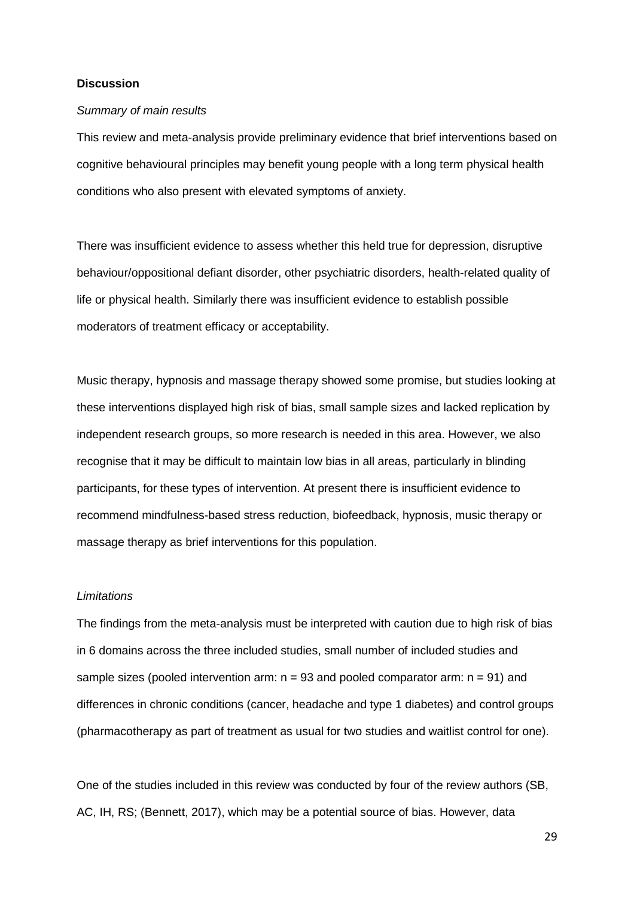## Discussion

*Summary of main results*

This review and meta-analysis provide preliminary evidence that brief interventions based on cognitive behavioural principles may benefit young people with a long term physical health conditions who also present with elevated symptoms of anxiety.

There was insufficient evidence to assess whether this held true for depression, disruptive behaviour/oppositional defiant disorder, other psychiatric disorders, health-related quality of life or physical health. Similarly there was insufficient evidence to establish possible moderators of treatment efficacy or acceptability.

Music therapy, hypnosis and massage therapy showed some promise, but studies looking at these interventions displayed high risk of bias, small sample sizes and lacked replication by independent research groups, so more research is needed in this area. However, we also recognise that it may be difficult to maintain low bias in all areas, particularly in blinding participants, for these types of intervention. At present there is insufficient evidence to recommend mindfulness-based stress reduction, biofeedback, hypnosis, music therapy or massage therapy as brief interventions for this population.

*Limitations*

The findings from the meta-analysis must be interpreted with caution due to high risk of bias in 6 domains across the three included studies, small number of included studies and sample sizes (pooled intervention arm: n = 93 and pooled comparator arm: n = 91) and differences in chronic conditions (cancer, headache and type 1 diabetes) and control groups (pharmacotherapy as part of treatment as usual for two studies and waitlist control for one).

One of the studies included in this review was conducted by four of the review authors (SB, AC, IH, RS; (Bennett, 2017), which may be a potential source of bias. However, data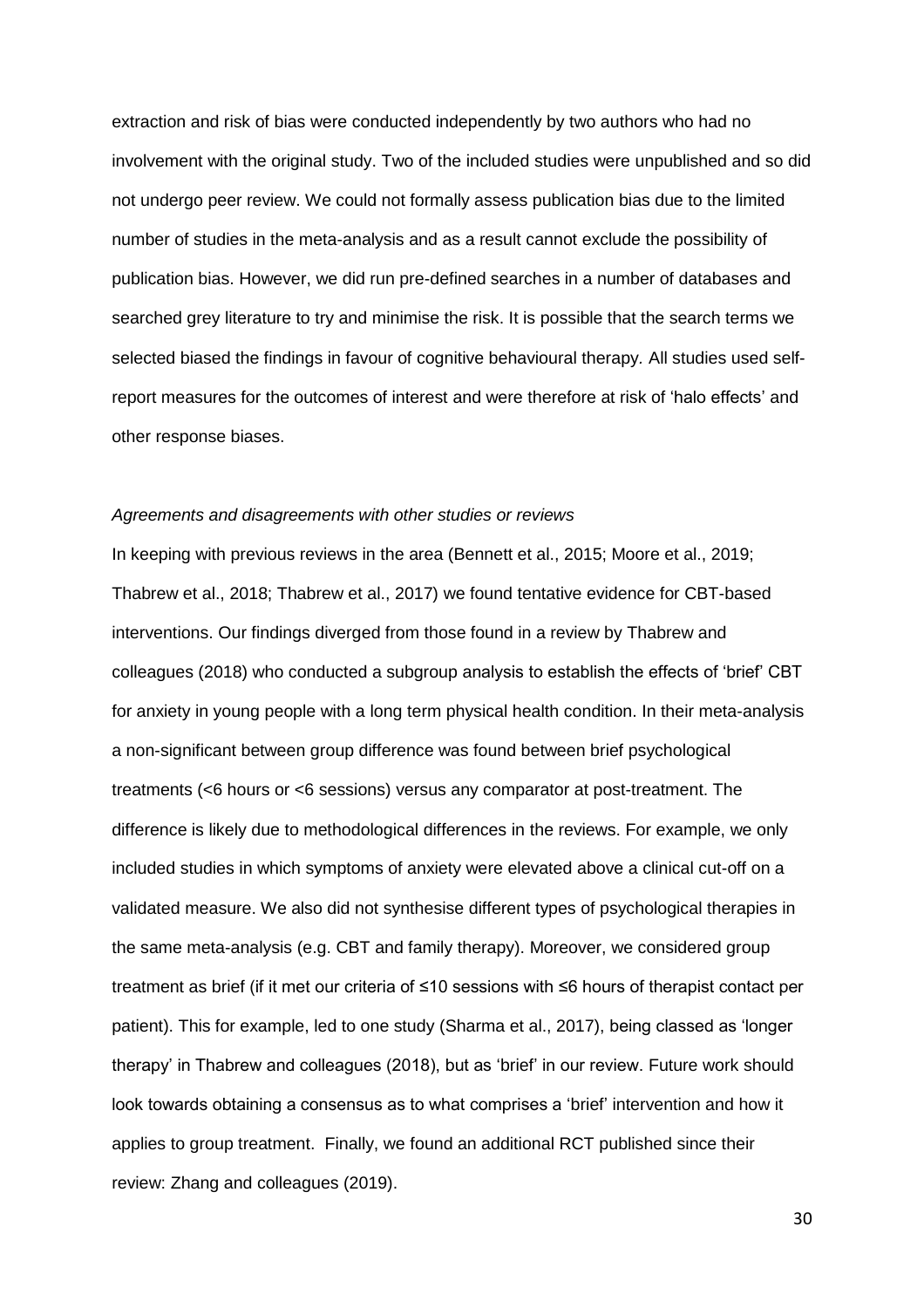extraction and risk of bias were conducted independently by two authors who had no involvement with the original study. Two of the included studies were unpublished and so did not undergo peer review. We could not formally assess publication bias due to the limited number of studies in the meta-analysis and as a result cannot exclude the possibility of publication bias. However, we did run pre-defined searches in a number of databases and searched grey literature to try and minimise the risk. It is possible that the search terms we selected biased the findings in favour of cognitive behavioural therapy. All studies used self-report measures for the outcomes of interest and were therefore at risk of 'halo effects' and other response biases.

*Agreements and disagreements with other studies or reviews*

In keeping with previous reviews in the area (Bennett et al., 2015; Moore et al., 2019; Thabrew et al., 2018; Thabrew et al., 2017) we found tentative evidence for CBT-based interventions. Our findings diverged from those found in a review by Thabrew and colleagues (2018) who conducted a subgroup analysis to establish the effects of 'brief' CBT for anxiety in young people with a long term physical health condition. In their meta-analysis a non-significant between group difference was found between brief psychological treatments (<6 hours or <6 sessions) versus any comparator at post-treatment. The difference is likely due to methodological differences in the reviews. For example, we only included studies in which symptoms of anxiety were elevated above a clinical cut-off on a validated measure. We also did not synthesise different types of psychological therapies in the same meta-analysis (e.g. CBT and family therapy). Moreover, we considered group treatment as brief (if it met our criteria of ≤10 sessions with ≤6 hours of therapist contact per patient). This for example, led to one study (Sharma et al., 2017), being classed as 'longer therapy' in Thabrew and colleagues (2018), but as 'brief' in our review. Future work should look towards obtaining a consensus as to what comprises a 'brief' intervention and how it applies to group treatment. Finally, we found an additional RCT published since their review: Zhang and colleagues (2019).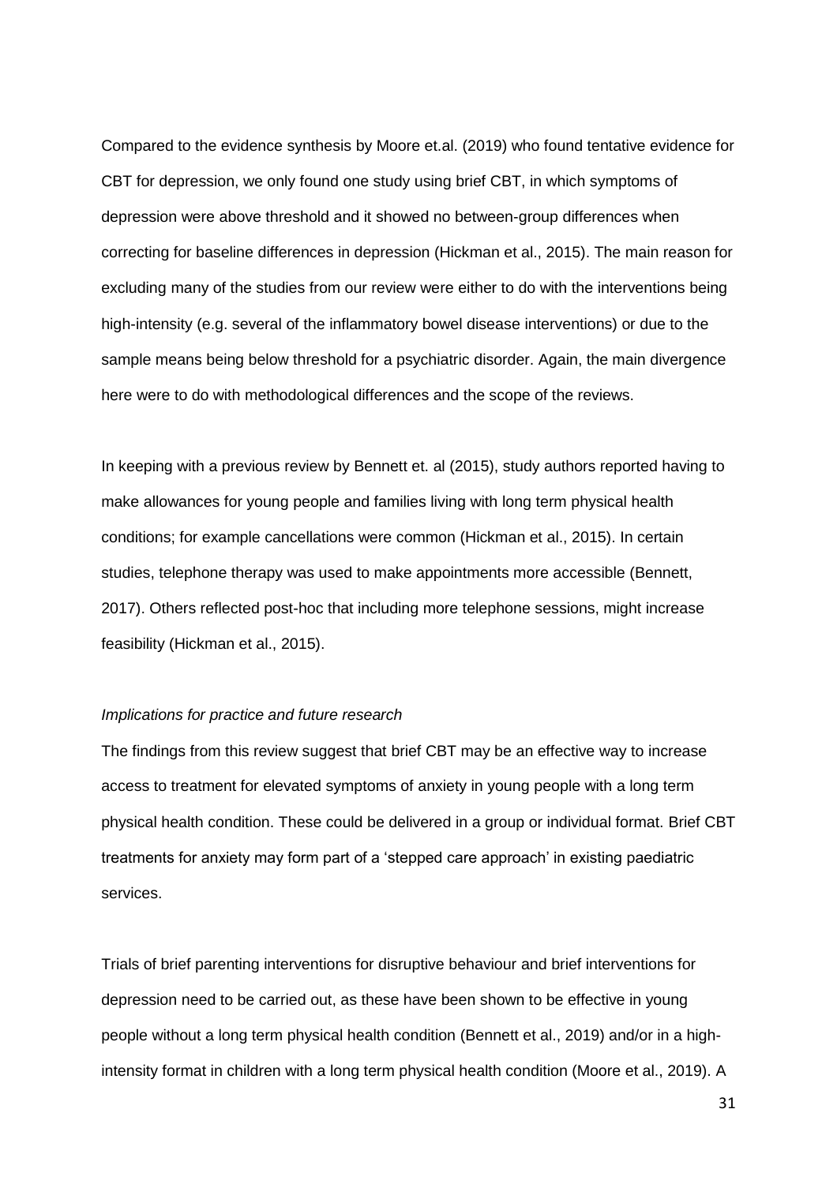Compared to the evidence synthesis by Moore et.al. (2019) who found tentative evidence for CBT for depression, we only found one study using brief CBT, in which symptoms of depression were above threshold and it showed no between-group differences when correcting for baseline differences in depression (Hickman et al., 2015). The main reason for excluding many of the studies from our review were either to do with the interventions being high-intensity (e.g. several of the inflammatory bowel disease interventions) or due to the sample means being below threshold for a psychiatric disorder. Again, the main divergence here were to do with methodological differences and the scope of the reviews.

In keeping with a previous review by Bennett et. al (2015), study authors reported having to make allowances for young people and families living with long term physical health conditions; for example cancellations were common (Hickman et al., 2015). In certain studies, telephone therapy was used to make appointments more accessible (Bennett, 2017). Others reflected post-hoc that including more telephone sessions, might increase feasibility (Hickman et al., 2015).

*Implications for practice and future research*

The findings from this review suggest that brief CBT may be an effective way to increase access to treatment for elevated symptoms of anxiety in young people with a long term physical health condition. These could be delivered in a group or individual format. Brief CBT treatments for anxiety may form part of a 'stepped care approach' in existing paediatric services.

Trials of brief parenting interventions for disruptive behaviour and brief interventions for depression need to be carried out, as these have been shown to be effective in young people without a long term physical health condition (Bennett et al., 2019) and/or in a high-intensity format in children with a long term physical health condition (Moore et al., 2019). A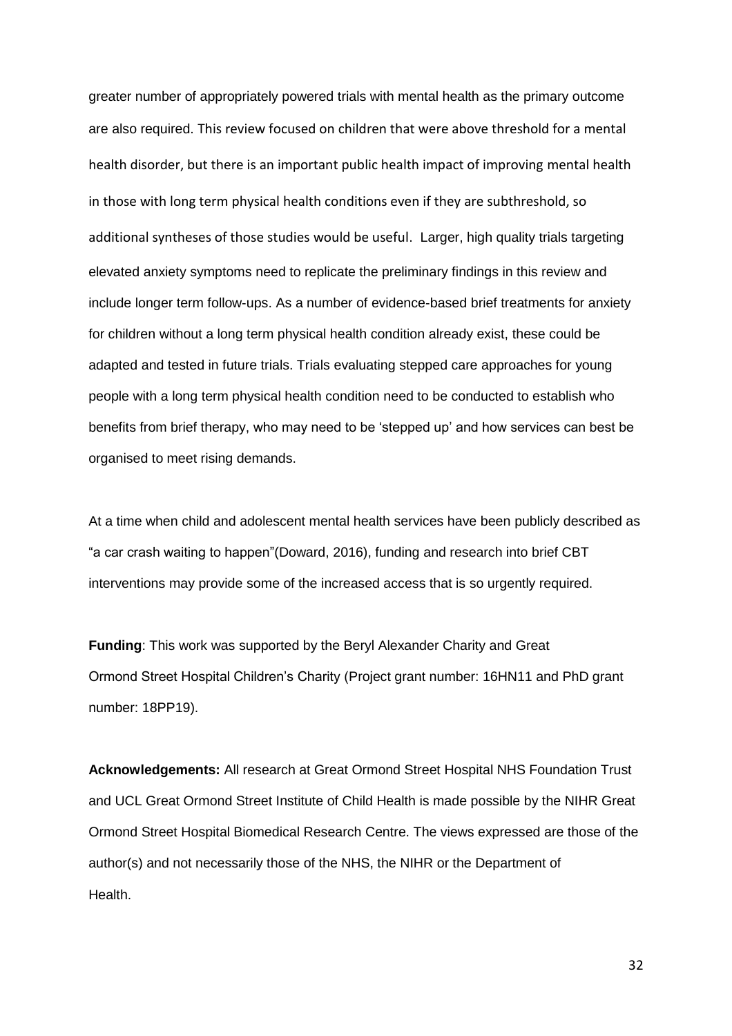greater number of appropriately powered trials with mental health as the primary outcome are also required. This review focused on children that were above threshold for a mental health disorder, but there is an important public health impact of improving mental health in those with long term physical health conditions even if they are subthreshold, so additional syntheses of those studies would be useful. Larger, high quality trials targeting elevated anxiety symptoms need to replicate the preliminary findings in this review and include longer term follow-ups. As a number of evidence-based brief treatments for anxiety for children without a long term physical health condition already exist, these could be adapted and tested in future trials. Trials evaluating stepped care approaches for young people with a long term physical health condition need to be conducted to establish who benefits from brief therapy, who may need to be 'stepped up' and how services can best be organised to meet rising demands.

At a time when child and adolescent mental health services have been publicly described as "a car crash waiting to happen"(Doward, 2016), funding and research into brief CBT interventions may provide some of the increased access that is so urgently required.

**Funding**: This work was supported by the Beryl Alexander Charity and Great Ormond Street Hospital Children's Charity (Project grant number: 16HN11 and PhD grant number: 18PP19).

**Acknowledgements:** All research at Great Ormond Street Hospital NHS Foundation Trust and UCL Great Ormond Street Institute of Child Health is made possible by the NIHR Great Ormond Street Hospital Biomedical Research Centre. The views expressed are those of the author(s) and not necessarily those of the NHS, the NIHR or the Department of Health.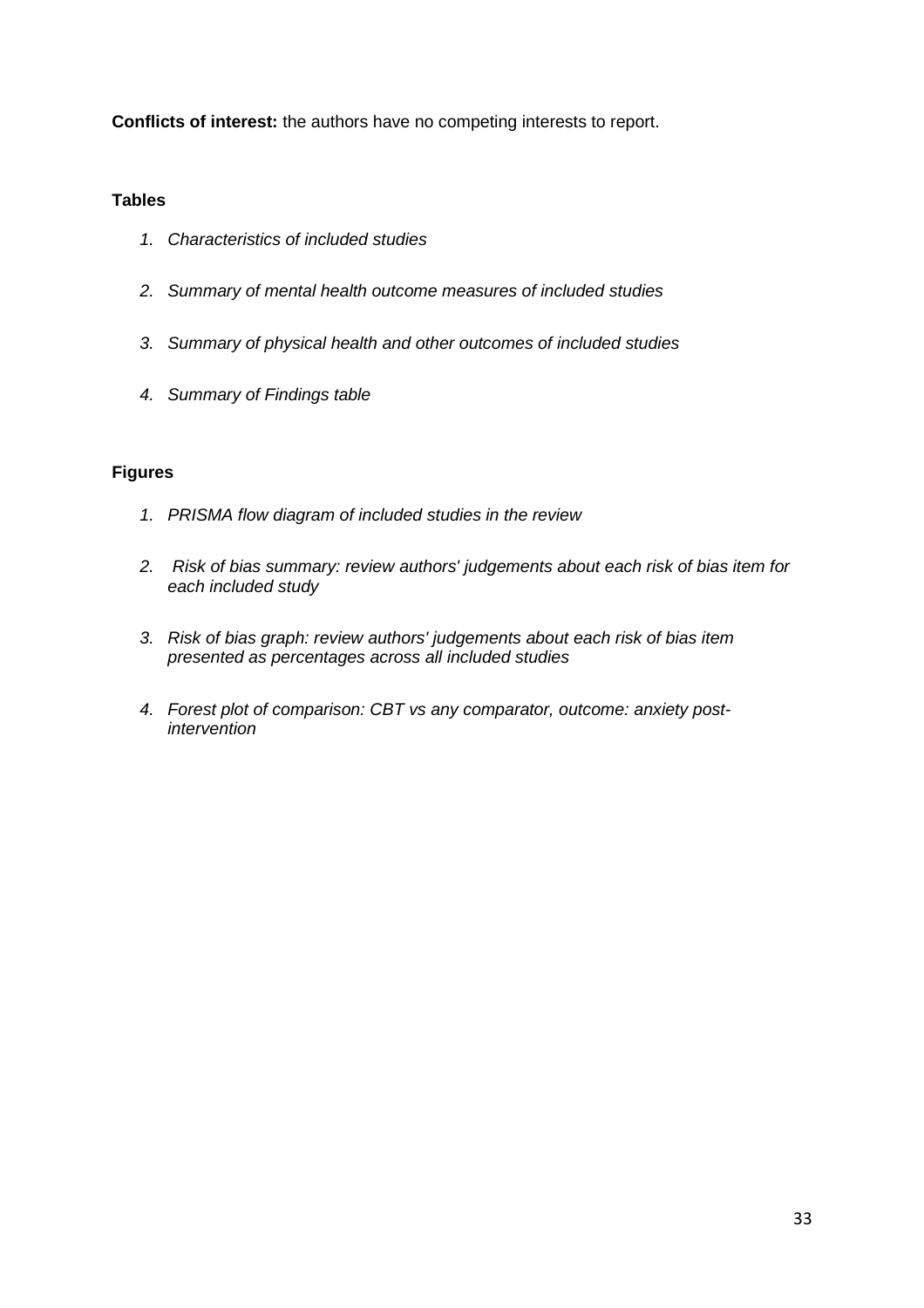**Conflicts of interest:** the authors have no competing interests to report.

**Tables**

1. *Characteristics of included studies*
2. *Summary of mental health outcome measures of included studies*
3. *Summary of physical health and other outcomes of included studies*
4. *Summary of Findings table*

**Figures**

1. *PRISMA flow diagram of included studies in the review*
2. *Risk of bias summary: review authors' judgements about each risk of bias item for each included study*
3. *Risk of bias graph: review authors' judgements about each risk of bias item presented as percentages across all included studies*
4. *Forest plot of comparison: CBT vs any comparator, outcome: anxiety post-intervention*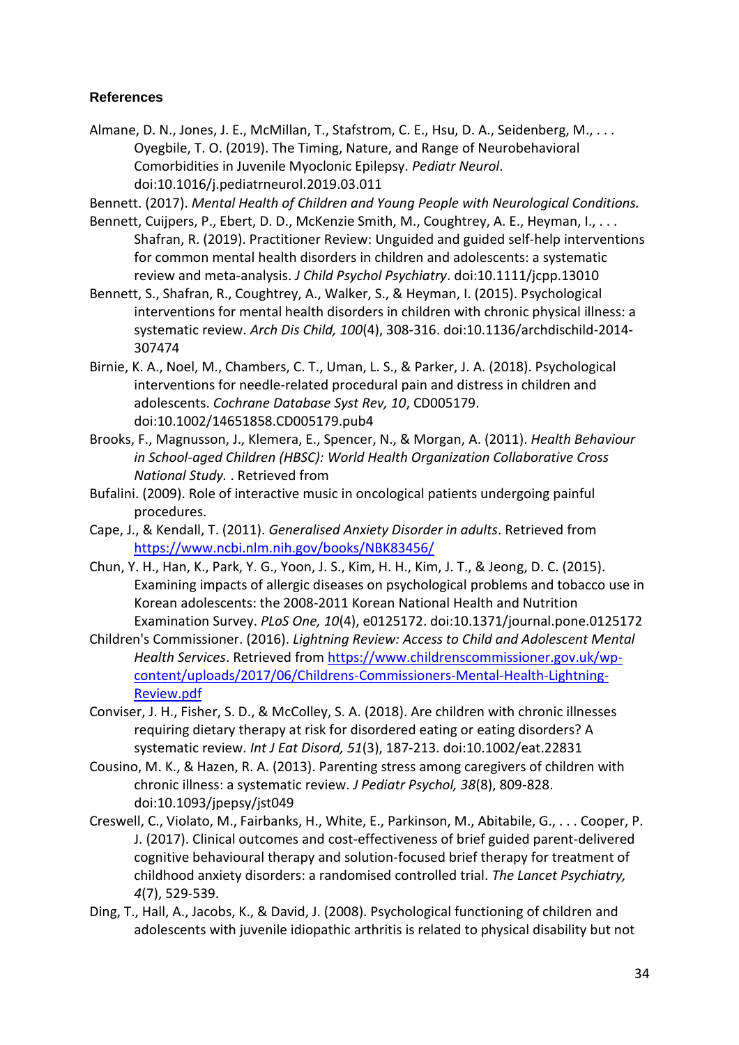**References**

Almane, D. N., Jones, J. E., McMillan, T., Stafstrom, C. E., Hsu, D. A., Seidenberg, M., . . . Oyegbile, T. O. (2019). The Timing, Nature, and Range of Neurobehavioral Comorbidities in Juvenile Myoclonic Epilepsy. *Pediatr Neurol*. doi:10.1016/j.pediatrneurol.2019.03.011

Bennett. (2017). *Mental Health of Children and Young People with Neurological Conditions.*

Bennett, Cuijpers, P., Ebert, D. D., McKenzie Smith, M., Coughtrey, A. E., Heyman, I., . . . Shafran, R. (2019). Practitioner Review: Unguided and guided self-help interventions for common mental health disorders in children and adolescents: a systematic review and meta-analysis. *J Child Psychol Psychiatry*. doi:10.1111/jcpp.13010

Bennett, S., Shafran, R., Coughtrey, A., Walker, S., & Heyman, I. (2015). Psychological interventions for mental health disorders in children with chronic physical illness: a systematic review. *Arch Dis Child, 100*(4), 308-316. doi:10.1136/archdischild-2014-307474

Birnie, K. A., Noel, M., Chambers, C. T., Uman, L. S., & Parker, J. A. (2018). Psychological interventions for needle-related procedural pain and distress in children and adolescents. *Cochrane Database Syst Rev, 10*, CD005179. doi:10.1002/14651858.CD005179.pub4

Brooks, F., Magnusson, J., Klemera, E., Spencer, N., & Morgan, A. (2011). *Health Behaviour in School-aged Children (HBSC): World Health Organization Collaborative Cross National Study.* . Retrieved from

Bufalini. (2009). Role of interactive music in oncological patients undergoing painful procedures.

Cape, J., & Kendall, T. (2011). *Generalised Anxiety Disorder in adults*. Retrieved from https://www.ncbi.nlm.nih.gov/books/NBK83456/

Chun, Y. H., Han, K., Park, Y. G., Yoon, J. S., Kim, H. H., Kim, J. T., & Jeong, D. C. (2015). Examining impacts of allergic diseases on psychological problems and tobacco use in Korean adolescents: the 2008-2011 Korean National Health and Nutrition Examination Survey. *PLoS One, 10*(4), e0125172. doi:10.1371/journal.pone.0125172

Children's Commissioner. (2016). *Lightning Review: Access to Child and Adolescent Mental Health Services*. Retrieved from https://www.childrenscommissioner.gov.uk/wp-content/uploads/2017/06/Childrens-Commissioners-Mental-Health-Lightning-Review.pdf

Conviser, J. H., Fisher, S. D., & McColley, S. A. (2018). Are children with chronic illnesses requiring dietary therapy at risk for disordered eating or eating disorders? A systematic review. *Int J Eat Disord, 51*(3), 187-213. doi:10.1002/eat.22831

Cousino, M. K., & Hazen, R. A. (2013). Parenting stress among caregivers of children with chronic illness: a systematic review. *J Pediatr Psychol, 38*(8), 809-828. doi:10.1093/jpepsy/jst049

Creswell, C., Violato, M., Fairbanks, H., White, E., Parkinson, M., Abitabile, G., . . . Cooper, P. J. (2017). Clinical outcomes and cost-effectiveness of brief guided parent-delivered cognitive behavioural therapy and solution-focused brief therapy for treatment of childhood anxiety disorders: a randomised controlled trial. *The Lancet Psychiatry, 4*(7), 529-539.

Ding, T., Hall, A., Jacobs, K., & David, J. (2008). Psychological functioning of children and adolescents with juvenile idiopathic arthritis is related to physical disability but not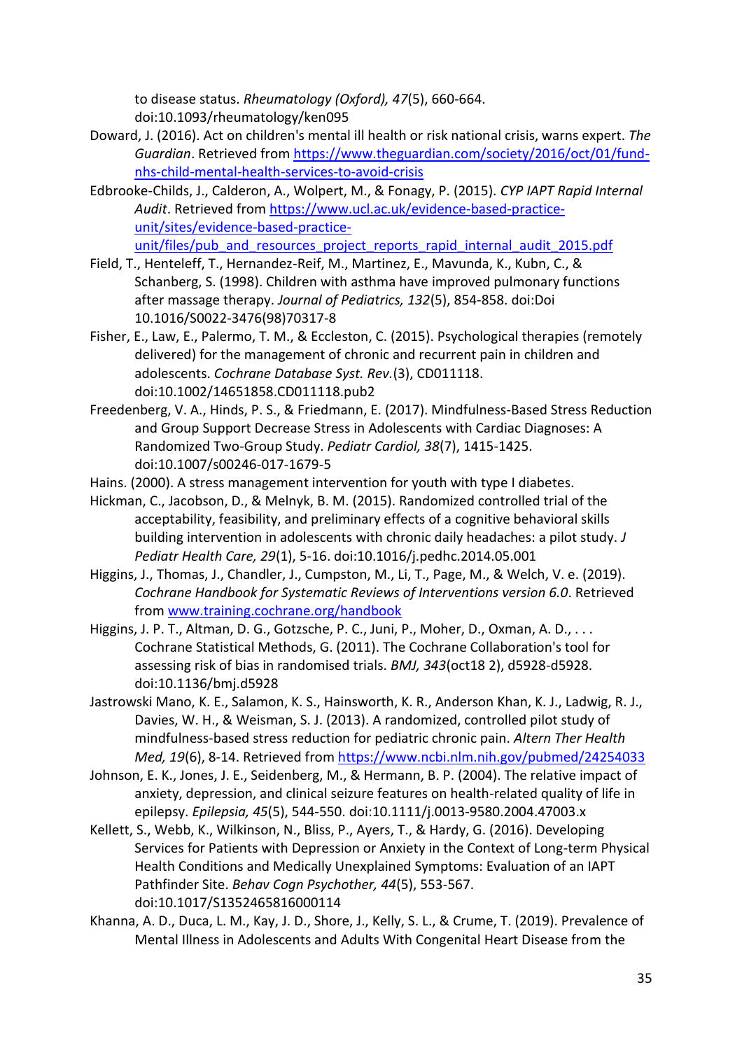to disease status. *Rheumatology (Oxford), 47*(5), 660-664. doi:10.1093/rheumatology/ken095

Doward, J. (2016). Act on children's mental ill health or risk national crisis, warns expert. *The Guardian*. Retrieved from https://www.theguardian.com/society/2016/oct/01/fund-nhs-child-mental-health-services-to-avoid-crisis

Edbrooke-Childs, J., Calderon, A., Wolpert, M., & Fonagy, P. (2015). *CYP IAPT Rapid Internal Audit*. Retrieved from https://www.ucl.ac.uk/evidence-based-practice-unit/sites/evidence-based-practice-unit/files/pub_and_resources_project_reports_rapid_internal_audit_2015.pdf

Field, T., Henteleff, T., Hernandez-Reif, M., Martinez, E., Mavunda, K., Kubn, C., & Schanberg, S. (1998). Children with asthma have improved pulmonary functions after massage therapy. *Journal of Pediatrics, 132*(5), 854-858. doi:Doi 10.1016/S0022-3476(98)70317-8

Fisher, E., Law, E., Palermo, T. M., & Eccleston, C. (2015). Psychological therapies (remotely delivered) for the management of chronic and recurrent pain in children and adolescents. *Cochrane Database Syst. Rev.*(3), CD011118. doi:10.1002/14651858.CD011118.pub2

Freedenberg, V. A., Hinds, P. S., & Friedmann, E. (2017). Mindfulness-Based Stress Reduction and Group Support Decrease Stress in Adolescents with Cardiac Diagnoses: A Randomized Two-Group Study. *Pediatr Cardiol, 38*(7), 1415-1425. doi:10.1007/s00246-017-1679-5

Hains. (2000). A stress management intervention for youth with type I diabetes.

Hickman, C., Jacobson, D., & Melnyk, B. M. (2015). Randomized controlled trial of the acceptability, feasibility, and preliminary effects of a cognitive behavioral skills building intervention in adolescents with chronic daily headaches: a pilot study. *J Pediatr Health Care, 29*(1), 5-16. doi:10.1016/j.pedhc.2014.05.001

Higgins, J., Thomas, J., Chandler, J., Cumpston, M., Li, T., Page, M., & Welch, V. e. (2019). *Cochrane Handbook for Systematic Reviews of Interventions version 6.0*. Retrieved from www.training.cochrane.org/handbook

Higgins, J. P. T., Altman, D. G., Gotzsche, P. C., Juni, P., Moher, D., Oxman, A. D., . . . Cochrane Statistical Methods, G. (2011). The Cochrane Collaboration's tool for assessing risk of bias in randomised trials. *BMJ, 343*(oct18 2), d5928-d5928. doi:10.1136/bmj.d5928

Jastrowski Mano, K. E., Salamon, K. S., Hainsworth, K. R., Anderson Khan, K. J., Ladwig, R. J., Davies, W. H., & Weisman, S. J. (2013). A randomized, controlled pilot study of mindfulness-based stress reduction for pediatric chronic pain. *Altern Ther Health Med, 19*(6), 8-14. Retrieved from https://www.ncbi.nlm.nih.gov/pubmed/24254033

Johnson, E. K., Jones, J. E., Seidenberg, M., & Hermann, B. P. (2004). The relative impact of anxiety, depression, and clinical seizure features on health-related quality of life in epilepsy. *Epilepsia, 45*(5), 544-550. doi:10.1111/j.0013-9580.2004.47003.x

Kellett, S., Webb, K., Wilkinson, N., Bliss, P., Ayers, T., & Hardy, G. (2016). Developing Services for Patients with Depression or Anxiety in the Context of Long-term Physical Health Conditions and Medically Unexplained Symptoms: Evaluation of an IAPT Pathfinder Site. *Behav Cogn Psychother, 44*(5), 553-567. doi:10.1017/S1352465816000114

Khanna, A. D., Duca, L. M., Kay, J. D., Shore, J., Kelly, S. L., & Crume, T. (2019). Prevalence of Mental Illness in Adolescents and Adults With Congenital Heart Disease from the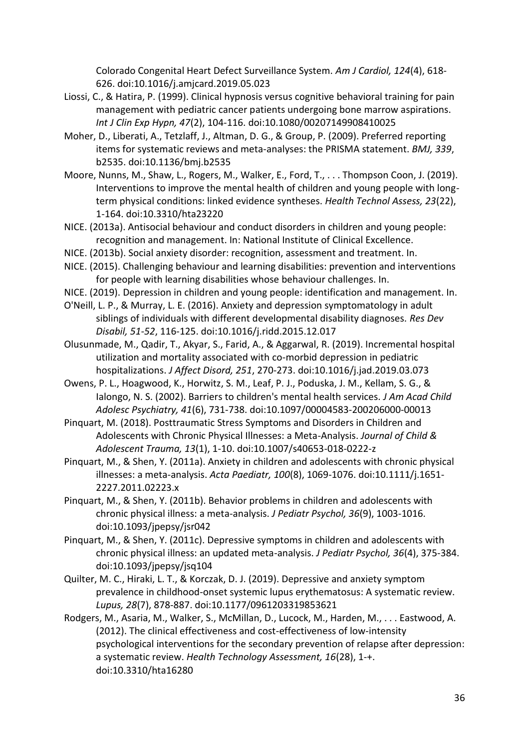Colorado Congenital Heart Defect Surveillance System. *Am J Cardiol, 124*(4), 618-626. doi:10.1016/j.amjcard.2019.05.023

Liossi, C., & Hatira, P. (1999). Clinical hypnosis versus cognitive behavioral training for pain management with pediatric cancer patients undergoing bone marrow aspirations. *Int J Clin Exp Hypn, 47*(2), 104-116. doi:10.1080/00207149908410025

Moher, D., Liberati, A., Tetzlaff, J., Altman, D. G., & Group, P. (2009). Preferred reporting items for systematic reviews and meta-analyses: the PRISMA statement. *BMJ, 339*, b2535. doi:10.1136/bmj.b2535

Moore, Nunns, M., Shaw, L., Rogers, M., Walker, E., Ford, T., . . . Thompson Coon, J. (2019). Interventions to improve the mental health of children and young people with long-term physical conditions: linked evidence syntheses. *Health Technol Assess, 23*(22), 1-164. doi:10.3310/hta23220

NICE. (2013a). Antisocial behaviour and conduct disorders in children and young people: recognition and management. In: National Institute of Clinical Excellence.

NICE. (2013b). Social anxiety disorder: recognition, assessment and treatment. In.

NICE. (2015). Challenging behaviour and learning disabilities: prevention and interventions for people with learning disabilities whose behaviour challenges. In.

NICE. (2019). Depression in children and young people: identification and management. In.

O'Neill, L. P., & Murray, L. E. (2016). Anxiety and depression symptomatology in adult siblings of individuals with different developmental disability diagnoses. *Res Dev Disabil, 51-52*, 116-125. doi:10.1016/j.ridd.2015.12.017

Olusunmade, M., Qadir, T., Akyar, S., Farid, A., & Aggarwal, R. (2019). Incremental hospital utilization and mortality associated with co-morbid depression in pediatric hospitalizations. *J Affect Disord, 251*, 270-273. doi:10.1016/j.jad.2019.03.073

Owens, P. L., Hoagwood, K., Horwitz, S. M., Leaf, P. J., Poduska, J. M., Kellam, S. G., & Ialongo, N. S. (2002). Barriers to children's mental health services. *J Am Acad Child Adolesc Psychiatry, 41*(6), 731-738. doi:10.1097/00004583-200206000-00013

Pinquart, M. (2018). Posttraumatic Stress Symptoms and Disorders in Children and Adolescents with Chronic Physical Illnesses: a Meta-Analysis. *Journal of Child & Adolescent Trauma, 13*(1), 1-10. doi:10.1007/s40653-018-0222-z

Pinquart, M., & Shen, Y. (2011a). Anxiety in children and adolescents with chronic physical illnesses: a meta-analysis. *Acta Paediatr, 100*(8), 1069-1076. doi:10.1111/j.1651-2227.2011.02223.x

Pinquart, M., & Shen, Y. (2011b). Behavior problems in children and adolescents with chronic physical illness: a meta-analysis. *J Pediatr Psychol, 36*(9), 1003-1016. doi:10.1093/jpepsy/jsr042

Pinquart, M., & Shen, Y. (2011c). Depressive symptoms in children and adolescents with chronic physical illness: an updated meta-analysis. *J Pediatr Psychol, 36*(4), 375-384. doi:10.1093/jpepsy/jsq104

Quilter, M. C., Hiraki, L. T., & Korczak, D. J. (2019). Depressive and anxiety symptom prevalence in childhood-onset systemic lupus erythematosus: A systematic review. *Lupus, 28*(7), 878-887. doi:10.1177/0961203319853621

Rodgers, M., Asaria, M., Walker, S., McMillan, D., Lucock, M., Harden, M., . . . Eastwood, A. (2012). The clinical effectiveness and cost-effectiveness of low-intensity psychological interventions for the secondary prevention of relapse after depression: a systematic review. *Health Technology Assessment, 16*(28), 1-+. doi:10.3310/hta16280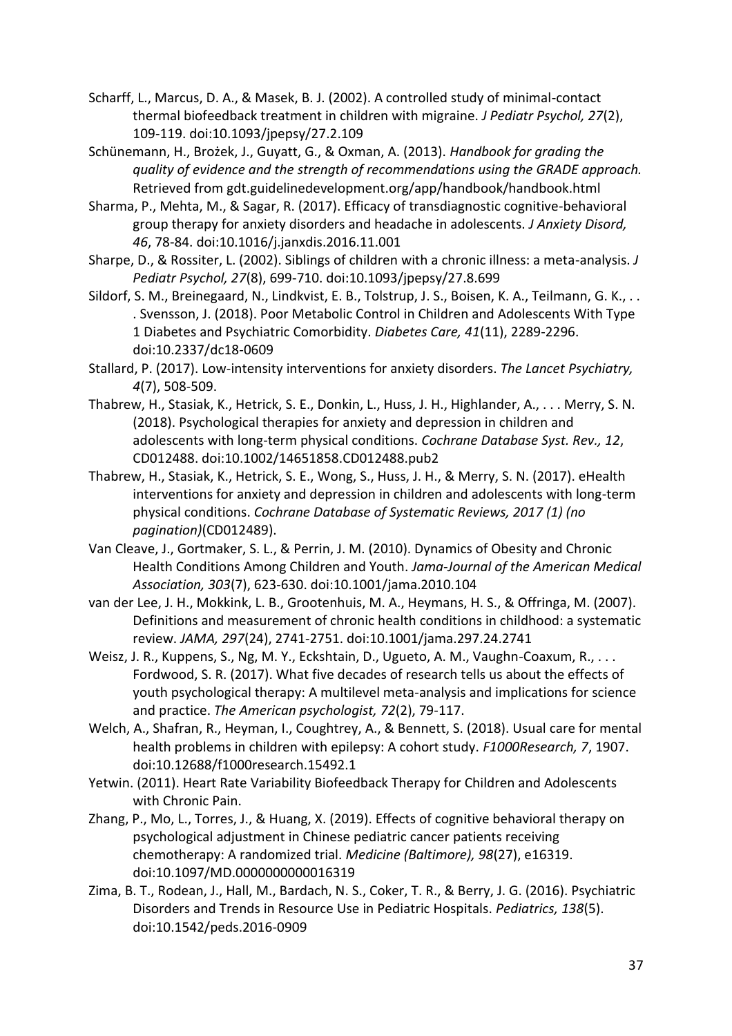Scharff, L., Marcus, D. A., & Masek, B. J. (2002). A controlled study of minimal-contact thermal biofeedback treatment in children with migraine. *J Pediatr Psychol, 27*(2), 109-119. doi:10.1093/jpepsy/27.2.109

Schünemann, H., Brożek, J., Guyatt, G., & Oxman, A. (2013). *Handbook for grading the quality of evidence and the strength of recommendations using the GRADE approach.* Retrieved from gdt.guidelinedevelopment.org/app/handbook/handbook.html

Sharma, P., Mehta, M., & Sagar, R. (2017). Efficacy of transdiagnostic cognitive-behavioral group therapy for anxiety disorders and headache in adolescents. *J Anxiety Disord, 46*, 78-84. doi:10.1016/j.janxdis.2016.11.001

Sharpe, D., & Rossiter, L. (2002). Siblings of children with a chronic illness: a meta-analysis. *J Pediatr Psychol, 27*(8), 699-710. doi:10.1093/jpepsy/27.8.699

Sildorf, S. M., Breinegaard, N., Lindkvist, E. B., Tolstrup, J. S., Boisen, K. A., Teilmann, G. K., . . . Svensson, J. (2018). Poor Metabolic Control in Children and Adolescents With Type 1 Diabetes and Psychiatric Comorbidity. *Diabetes Care, 41*(11), 2289-2296. doi:10.2337/dc18-0609

Stallard, P. (2017). Low-intensity interventions for anxiety disorders. *The Lancet Psychiatry, 4*(7), 508-509.

Thabrew, H., Stasiak, K., Hetrick, S. E., Donkin, L., Huss, J. H., Highlander, A., . . . Merry, S. N. (2018). Psychological therapies for anxiety and depression in children and adolescents with long-term physical conditions. *Cochrane Database Syst. Rev., 12*, CD012488. doi:10.1002/14651858.CD012488.pub2

Thabrew, H., Stasiak, K., Hetrick, S. E., Wong, S., Huss, J. H., & Merry, S. N. (2017). eHealth interventions for anxiety and depression in children and adolescents with long-term physical conditions. *Cochrane Database of Systematic Reviews, 2017 (1) (no pagination)*(CD012489).

Van Cleave, J., Gortmaker, S. L., & Perrin, J. M. (2010). Dynamics of Obesity and Chronic Health Conditions Among Children and Youth. *Jama-Journal of the American Medical Association, 303*(7), 623-630. doi:10.1001/jama.2010.104

van der Lee, J. H., Mokkink, L. B., Grootenhuis, M. A., Heymans, H. S., & Offringa, M. (2007). Definitions and measurement of chronic health conditions in childhood: a systematic review. *JAMA, 297*(24), 2741-2751. doi:10.1001/jama.297.24.2741

Weisz, J. R., Kuppens, S., Ng, M. Y., Eckshtain, D., Ugueto, A. M., Vaughn-Coaxum, R., . . . Fordwood, S. R. (2017). What five decades of research tells us about the effects of youth psychological therapy: A multilevel meta-analysis and implications for science and practice. *The American psychologist, 72*(2), 79-117.

Welch, A., Shafran, R., Heyman, I., Coughtrey, A., & Bennett, S. (2018). Usual care for mental health problems in children with epilepsy: A cohort study. *F1000Research, 7*, 1907. doi:10.12688/f1000research.15492.1

Yetwin. (2011). Heart Rate Variability Biofeedback Therapy for Children and Adolescents with Chronic Pain.

Zhang, P., Mo, L., Torres, J., & Huang, X. (2019). Effects of cognitive behavioral therapy on psychological adjustment in Chinese pediatric cancer patients receiving chemotherapy: A randomized trial. *Medicine (Baltimore), 98*(27), e16319. doi:10.1097/MD.0000000000016319

Zima, B. T., Rodean, J., Hall, M., Bardach, N. S., Coker, T. R., & Berry, J. G. (2016). Psychiatric Disorders and Trends in Resource Use in Pediatric Hospitals. *Pediatrics, 138*(5). doi:10.1542/peds.2016-0909